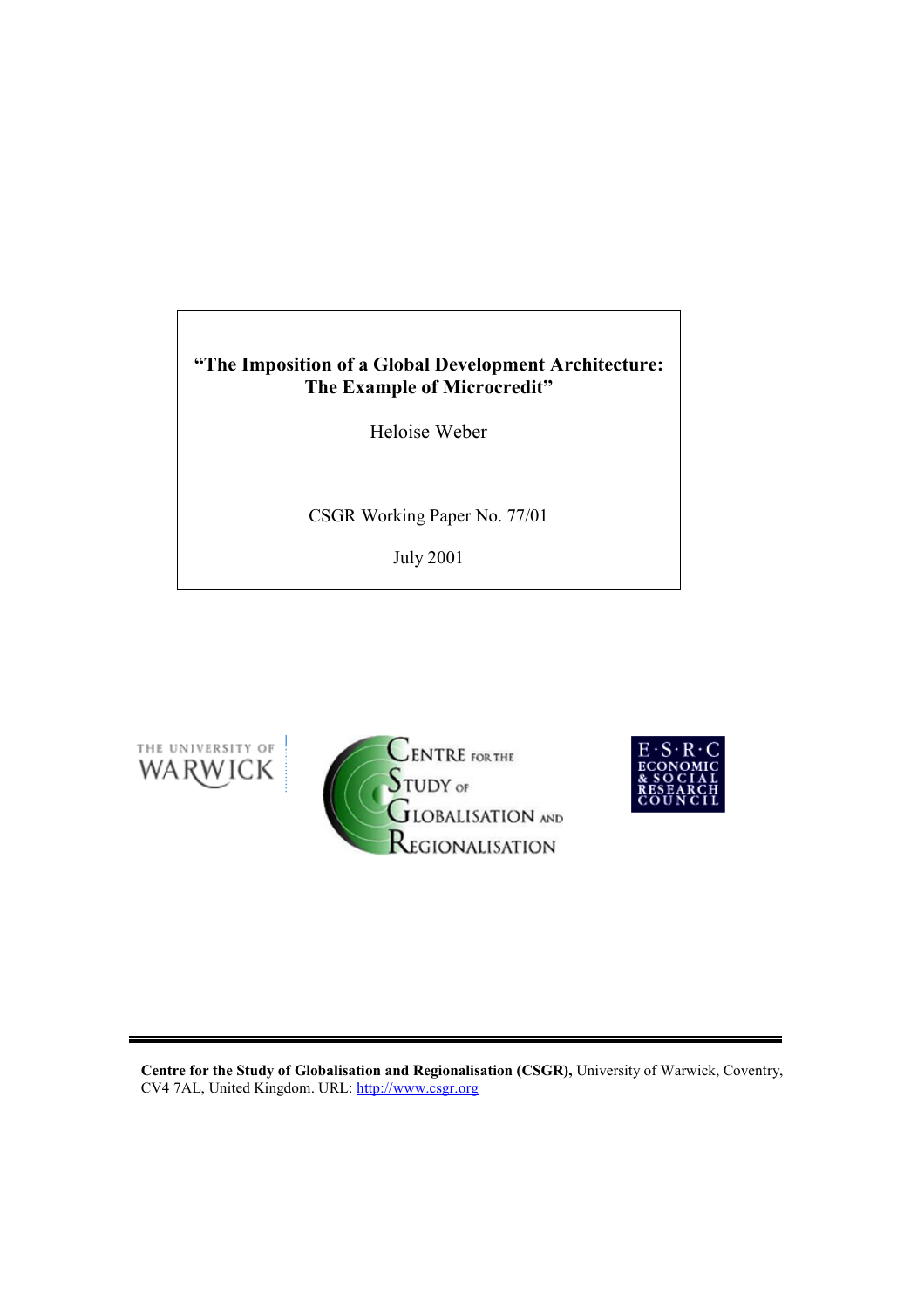# "The Imposition of a Global Development Architecture: The Example of Microcredit"

Heloise Weber

CSGR Working Paper No. 77/01

July 2001

THE UNIVERSITY OF WARWICK

CENTRE FOR THE STUDY OF GLOBALISATION AND REGIONALISATION

E·S·R·C ECONOMIC & SOCIAL RESEARCH COUNCIL

**Centre for the Study of Globalisation and Regionalisation (CSGR),** University of Warwick, Coventry, CV4 7AL, United Kingdom. URL: http://www.csgr.org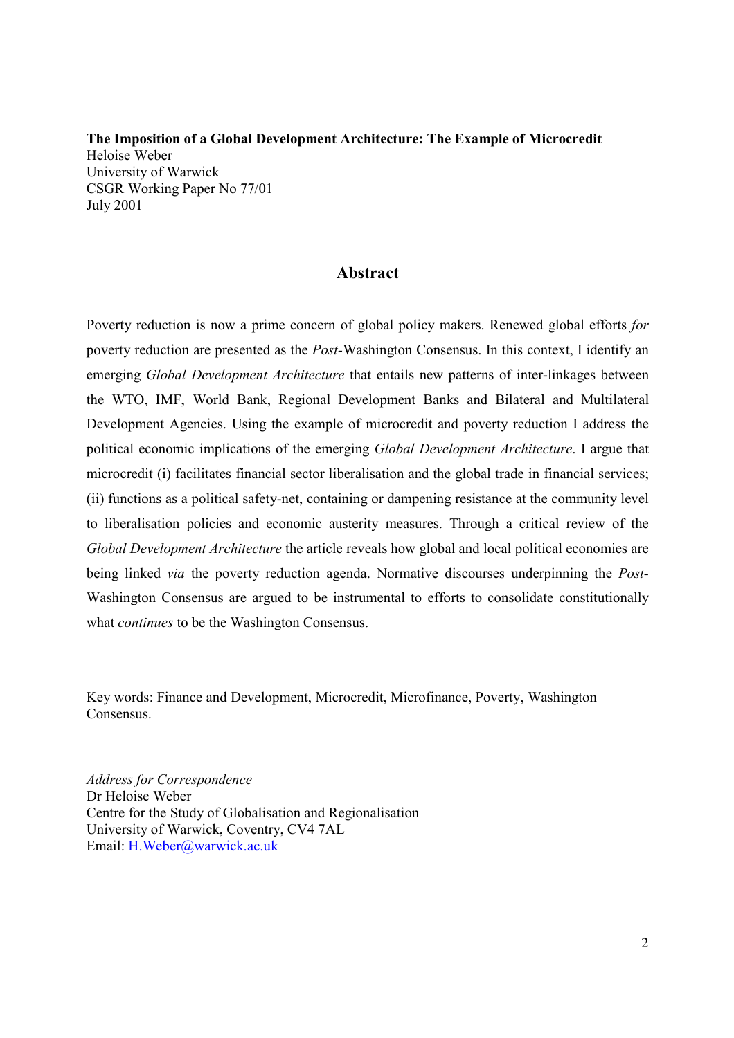**The Imposition of a Global Development Architecture: The Example of Microcredit**
Heloise Weber
University of Warwick
CSGR Working Paper No 77/01
July 2001

## Abstract

Poverty reduction is now a prime concern of global policy makers. Renewed global efforts *for* poverty reduction are presented as the *Post-*Washington Consensus. In this context, I identify an emerging *Global Development Architecture* that entails new patterns of inter-linkages between the WTO, IMF, World Bank, Regional Development Banks and Bilateral and Multilateral Development Agencies. Using the example of microcredit and poverty reduction I address the political economic implications of the emerging *Global Development Architecture*. I argue that microcredit (i) facilitates financial sector liberalisation and the global trade in financial services; (ii) functions as a political safety-net, containing or dampening resistance at the community level to liberalisation policies and economic austerity measures. Through a critical review of the *Global Development Architecture* the article reveals how global and local political economies are being linked *via* the poverty reduction agenda. Normative discourses underpinning the *Post*-Washington Consensus are argued to be instrumental to efforts to consolidate constitutionally what *continues* to be the Washington Consensus.

Key words: Finance and Development, Microcredit, Microfinance, Poverty, Washington Consensus.

*Address for Correspondence*
Dr Heloise Weber
Centre for the Study of Globalisation and Regionalisation
University of Warwick, Coventry, CV4 7AL
Email: H.Weber@warwick.ac.uk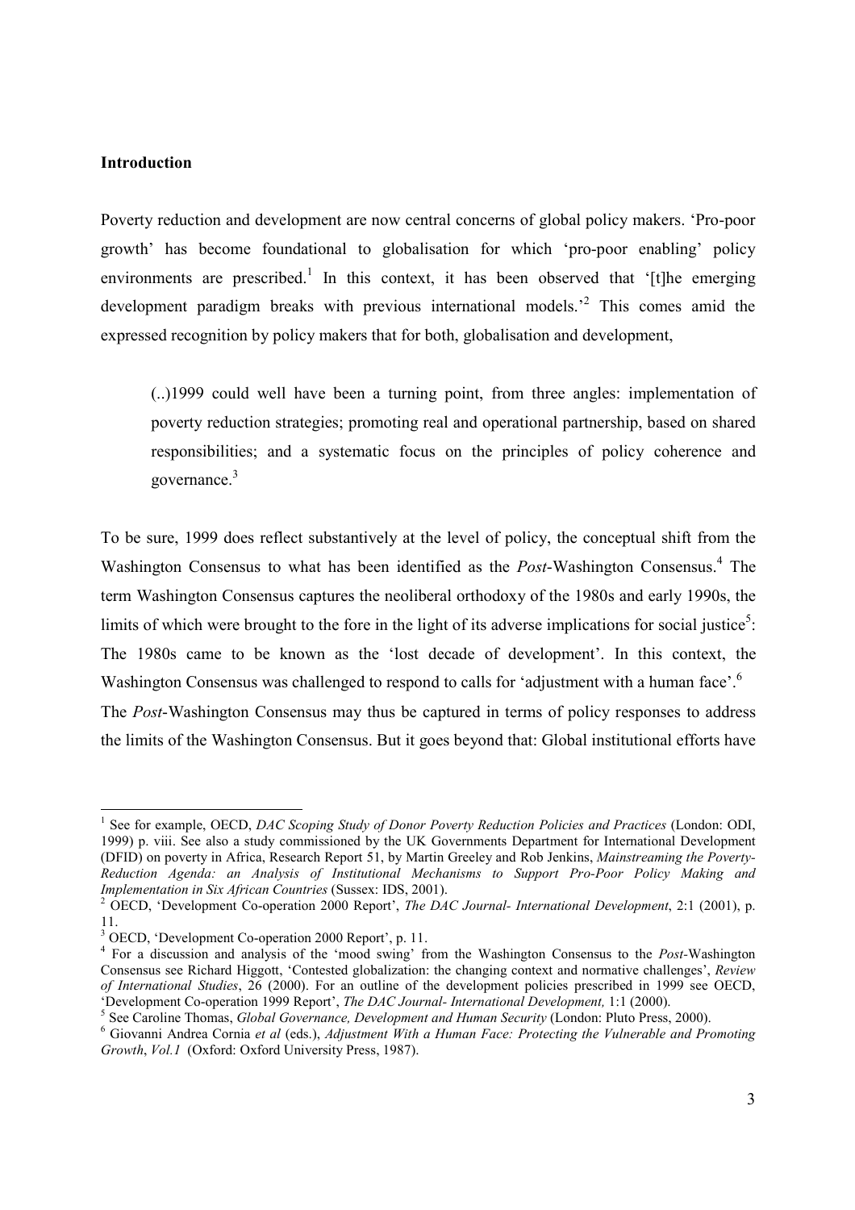## Introduction

Poverty reduction and development are now central concerns of global policy makers. 'Pro-poor growth' has become foundational to globalisation for which 'pro-poor enabling' policy environments are prescribed.[1] In this context, it has been observed that '[t]he emerging development paradigm breaks with previous international models.'[2] This comes amid the expressed recognition by policy makers that for both, globalisation and development,

> (..)1999 could well have been a turning point, from three angles: implementation of poverty reduction strategies; promoting real and operational partnership, based on shared responsibilities; and a systematic focus on the principles of policy coherence and governance.[3]

To be sure, 1999 does reflect substantively at the level of policy, the conceptual shift from the Washington Consensus to what has been identified as the *Post*-Washington Consensus.[4] The term Washington Consensus captures the neoliberal orthodoxy of the 1980s and early 1990s, the limits of which were brought to the fore in the light of its adverse implications for social justice[5]: The 1980s came to be known as the 'lost decade of development'. In this context, the Washington Consensus was challenged to respond to calls for 'adjustment with a human face'.[6]

The *Post*-Washington Consensus may thus be captured in terms of policy responses to address the limits of the Washington Consensus. But it goes beyond that: Global institutional efforts have

---

[1] See for example, OECD, *DAC Scoping Study of Donor Poverty Reduction Policies and Practices* (London: ODI, 1999) p. viii. See also a study commissioned by the UK Governments Department for International Development (DFID) on poverty in Africa, Research Report 51, by Martin Greeley and Rob Jenkins, *Mainstreaming the Poverty-Reduction Agenda: an Analysis of Institutional Mechanisms to Support Pro-Poor Policy Making and Implementation in Six African Countries* (Sussex: IDS, 2001).

[2] OECD, 'Development Co-operation 2000 Report', *The DAC Journal- International Development*, 2:1 (2001), p. 11.

[3] OECD, 'Development Co-operation 2000 Report', p. 11.

[4] For a discussion and analysis of the 'mood swing' from the Washington Consensus to the *Post*-Washington Consensus see Richard Higgott, 'Contested globalization: the changing context and normative challenges', *Review of International Studies*, 26 (2000). For an outline of the development policies prescribed in 1999 see OECD, 'Development Co-operation 1999 Report', *The DAC Journal- International Development,* 1:1 (2000).

[5] See Caroline Thomas, *Global Governance, Development and Human Security* (London: Pluto Press, 2000).

[6] Giovanni Andrea Cornia *et al* (eds.), *Adjustment With a Human Face: Protecting the Vulnerable and Promoting Growth*, *Vol.1* (Oxford: Oxford University Press, 1987).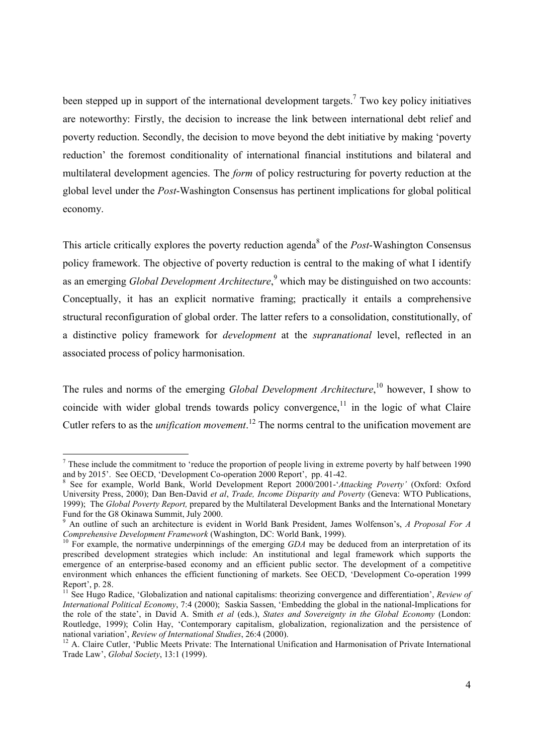been stepped up in support of the international development targets.[7] Two key policy initiatives are noteworthy: Firstly, the decision to increase the link between international debt relief and poverty reduction. Secondly, the decision to move beyond the debt initiative by making 'poverty reduction' the foremost conditionality of international financial institutions and bilateral and multilateral development agencies. The *form* of policy restructuring for poverty reduction at the global level under the *Post*-Washington Consensus has pertinent implications for global political economy.

This article critically explores the poverty reduction agenda[8] of the *Post*-Washington Consensus policy framework. The objective of poverty reduction is central to the making of what I identify as an emerging *Global Development Architecture*,[9] which may be distinguished on two accounts: Conceptually, it has an explicit normative framing; practically it entails a comprehensive structural reconfiguration of global order. The latter refers to a consolidation, constitutionally, of a distinctive policy framework for *development* at the *supranational* level, reflected in an associated process of policy harmonisation.

The rules and norms of the emerging *Global Development Architecture*,[10] however, I show to coincide with wider global trends towards policy convergence,[11] in the logic of what Claire Cutler refers to as the *unification movement*.[12] The norms central to the unification movement are

---

[7] These include the commitment to 'reduce the proportion of people living in extreme poverty by half between 1990 and by 2015'. See OECD, 'Development Co-operation 2000 Report', pp. 41-42.

[8] See for example, World Bank, World Development Report 2000/2001-'*Attacking Poverty'* (Oxford: Oxford University Press, 2000); Dan Ben-David *et al*, *Trade, Income Disparity and Poverty* (Geneva: WTO Publications, 1999); The *Global Poverty Report,* prepared by the Multilateral Development Banks and the International Monetary Fund for the G8 Okinawa Summit, July 2000.

[9] An outline of such an architecture is evident in World Bank President, James Wolfenson's, *A Proposal For A Comprehensive Development Framework* (Washington, DC: World Bank, 1999).

[10] For example, the normative underpinnings of the emerging *GDA* may be deduced from an interpretation of its prescribed development strategies which include: An institutional and legal framework which supports the emergence of an enterprise-based economy and an efficient public sector. The development of a competitive environment which enhances the efficient functioning of markets. See OECD, 'Development Co-operation 1999 Report', p. 28.

[11] See Hugo Radice, 'Globalization and national capitalisms: theorizing convergence and differentiation', *Review of International Political Economy*, 7:4 (2000); Saskia Sassen, 'Embedding the global in the national-Implications for the role of the state', in David A. Smith *et al* (eds.), *States and Sovereignty in the Global Economy* (London: Routledge, 1999); Colin Hay, 'Contemporary capitalism, globalization, regionalization and the persistence of national variation', *Review of International Studies*, 26:4 (2000).

[12] A. Claire Cutler, 'Public Meets Private: The International Unification and Harmonisation of Private International Trade Law', *Global Society*, 13:1 (1999).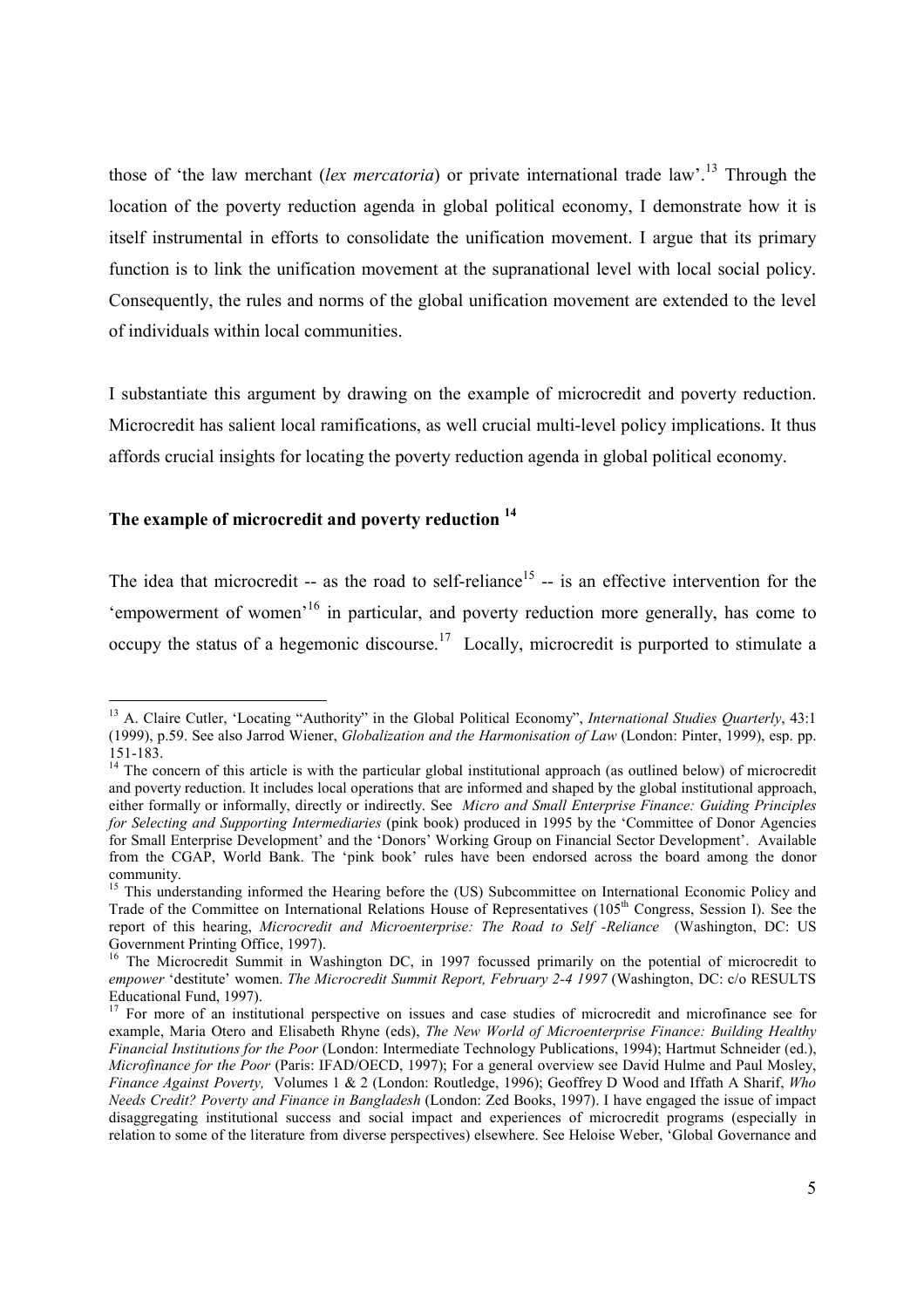those of 'the law merchant (*lex mercatoria*) or private international trade law'.[13] Through the location of the poverty reduction agenda in global political economy, I demonstrate how it is itself instrumental in efforts to consolidate the unification movement. I argue that its primary function is to link the unification movement at the supranational level with local social policy. Consequently, the rules and norms of the global unification movement are extended to the level of individuals within local communities.

I substantiate this argument by drawing on the example of microcredit and poverty reduction. Microcredit has salient local ramifications, as well crucial multi-level policy implications. It thus affords crucial insights for locating the poverty reduction agenda in global political economy.

## The example of microcredit and poverty reduction [14]

The idea that microcredit -- as the road to self-reliance[15] -- is an effective intervention for the 'empowerment of women'[16] in particular, and poverty reduction more generally, has come to occupy the status of a hegemonic discourse.[17] Locally, microcredit is purported to stimulate a

---

[13] A. Claire Cutler, 'Locating "Authority" in the Global Political Economy", *International Studies Quarterly*, 43:1 (1999), p.59. See also Jarrod Wiener, *Globalization and the Harmonisation of Law* (London: Pinter, 1999), esp. pp. 151-183.

[14] The concern of this article is with the particular global institutional approach (as outlined below) of microcredit and poverty reduction. It includes local operations that are informed and shaped by the global institutional approach, either formally or informally, directly or indirectly. See *Micro and Small Enterprise Finance: Guiding Principles for Selecting and Supporting Intermediaries* (pink book) produced in 1995 by the 'Committee of Donor Agencies for Small Enterprise Development' and the 'Donors' Working Group on Financial Sector Development'. Available from the CGAP, World Bank. The 'pink book' rules have been endorsed across the board among the donor community.

[15] This understanding informed the Hearing before the (US) Subcommittee on International Economic Policy and Trade of the Committee on International Relations House of Representatives (105th Congress, Session I). See the report of this hearing, *Microcredit and Microenterprise: The Road to Self -Reliance* (Washington, DC: US Government Printing Office, 1997).

[16] The Microcredit Summit in Washington DC, in 1997 focussed primarily on the potential of microcredit to *empower* 'destitute' women. *The Microcredit Summit Report, February 2-4 1997* (Washington, DC: c/o RESULTS Educational Fund, 1997).

[17] For more of an institutional perspective on issues and case studies of microcredit and microfinance see for example, Maria Otero and Elisabeth Rhyne (eds), *The New World of Microenterprise Finance: Building Healthy Financial Institutions for the Poor* (London: Intermediate Technology Publications, 1994); Hartmut Schneider (ed.), *Microfinance for the Poor* (Paris: IFAD/OECD, 1997); For a general overview see David Hulme and Paul Mosley, *Finance Against Poverty,* Volumes 1 & 2 (London: Routledge, 1996); Geoffrey D Wood and Iffath A Sharif, *Who Needs Credit? Poverty and Finance in Bangladesh* (London: Zed Books, 1997). I have engaged the issue of impact disaggregating institutional success and social impact and experiences of microcredit programs (especially in relation to some of the literature from diverse perspectives) elsewhere. See Heloise Weber, 'Global Governance and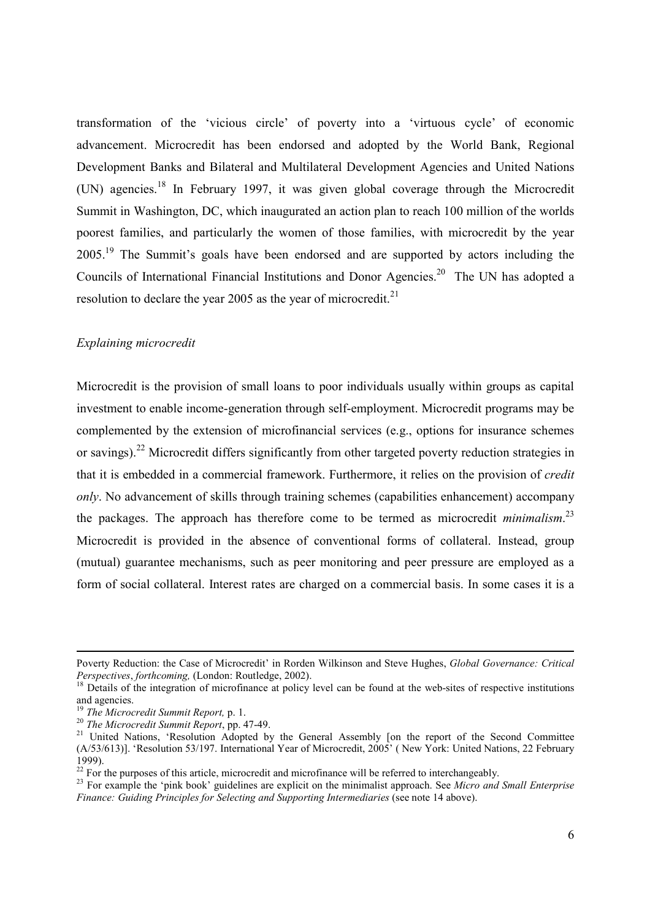transformation of the 'vicious circle' of poverty into a 'virtuous cycle' of economic advancement. Microcredit has been endorsed and adopted by the World Bank, Regional Development Banks and Bilateral and Multilateral Development Agencies and United Nations (UN) agencies.[18] In February 1997, it was given global coverage through the Microcredit Summit in Washington, DC, which inaugurated an action plan to reach 100 million of the worlds poorest families, and particularly the women of those families, with microcredit by the year 2005.[19] The Summit's goals have been endorsed and are supported by actors including the Councils of International Financial Institutions and Donor Agencies.[20] The UN has adopted a resolution to declare the year 2005 as the year of microcredit.[21]

*Explaining microcredit*

Microcredit is the provision of small loans to poor individuals usually within groups as capital investment to enable income-generation through self-employment. Microcredit programs may be complemented by the extension of microfinancial services (e.g., options for insurance schemes or savings).[22] Microcredit differs significantly from other targeted poverty reduction strategies in that it is embedded in a commercial framework. Furthermore, it relies on the provision of *credit only*. No advancement of skills through training schemes (capabilities enhancement) accompany the packages. The approach has therefore come to be termed as microcredit *minimalism*.[23] Microcredit is provided in the absence of conventional forms of collateral. Instead, group (mutual) guarantee mechanisms, such as peer monitoring and peer pressure are employed as a form of social collateral. Interest rates are charged on a commercial basis. In some cases it is a

---

Poverty Reduction: the Case of Microcredit' in Rorden Wilkinson and Steve Hughes, *Global Governance: Critical Perspectives*, *forthcoming,* (London: Routledge, 2002).

[18] Details of the integration of microfinance at policy level can be found at the web-sites of respective institutions and agencies.

[19] *The Microcredit Summit Report,* p. 1.

[20] *The Microcredit Summit Report*, pp. 47-49.

[21] United Nations, 'Resolution Adopted by the General Assembly [on the report of the Second Committee (A/53/613)]. 'Resolution 53/197. International Year of Microcredit, 2005' ( New York: United Nations, 22 February 1999).

[22] For the purposes of this article, microcredit and microfinance will be referred to interchangeably.

[23] For example the 'pink book' guidelines are explicit on the minimalist approach. See *Micro and Small Enterprise Finance: Guiding Principles for Selecting and Supporting Intermediaries* (see note 14 above).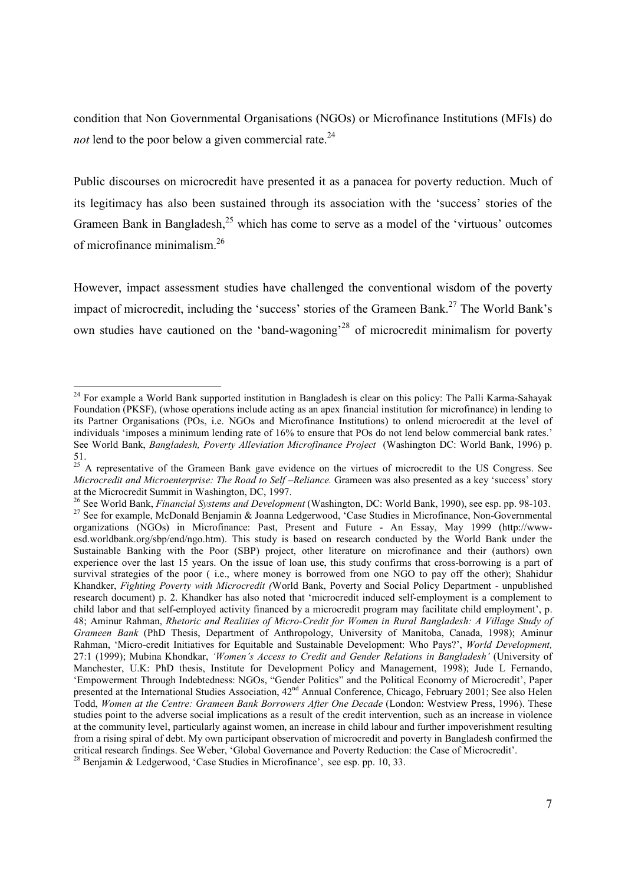condition that Non Governmental Organisations (NGOs) or Microfinance Institutions (MFIs) do *not* lend to the poor below a given commercial rate.[24]

Public discourses on microcredit have presented it as a panacea for poverty reduction. Much of its legitimacy has also been sustained through its association with the 'success' stories of the Grameen Bank in Bangladesh,[25] which has come to serve as a model of the 'virtuous' outcomes of microfinance minimalism.[26]

However, impact assessment studies have challenged the conventional wisdom of the poverty impact of microcredit, including the 'success' stories of the Grameen Bank.[27] The World Bank's own studies have cautioned on the 'band-wagoning'[28] of microcredit minimalism for poverty

---

[24] For example a World Bank supported institution in Bangladesh is clear on this policy: The Palli Karma-Sahayak Foundation (PKSF), (whose operations include acting as an apex financial institution for microfinance) in lending to its Partner Organisations (POs, i.e. NGOs and Microfinance Institutions) to onlend microcredit at the level of individuals 'imposes a minimum lending rate of 16% to ensure that POs do not lend below commercial bank rates.' See World Bank, *Bangladesh, Poverty Alleviation Microfinance Project* (Washington DC: World Bank, 1996) p. 51.

[25] A representative of the Grameen Bank gave evidence on the virtues of microcredit to the US Congress. See *Microcredit and Microenterprise: The Road to Self –Reliance.* Grameen was also presented as a key 'success' story at the Microcredit Summit in Washington, DC, 1997.

[26] See World Bank, *Financial Systems and Development* (Washington, DC: World Bank, 1990), see esp. pp. 98-103.

[27] See for example, McDonald Benjamin & Joanna Ledgerwood, 'Case Studies in Microfinance, Non-Governmental organizations (NGOs) in Microfinance: Past, Present and Future - An Essay, May 1999 (http://www-esd.worldbank.org/sbp/end/ngo.htm). This study is based on research conducted by the World Bank under the Sustainable Banking with the Poor (SBP) project, other literature on microfinance and their (authors) own experience over the last 15 years. On the issue of loan use, this study confirms that cross-borrowing is a part of survival strategies of the poor ( i.e., where money is borrowed from one NGO to pay off the other); Shahidur Khandker, *Fighting Poverty with Microcredit (*World Bank, Poverty and Social Policy Department - unpublished research document) p. 2. Khandker has also noted that 'microcredit induced self-employment is a complement to child labor and that self-employed activity financed by a microcredit program may facilitate child employment', p. 48; Aminur Rahman, *Rhetoric and Realities of Micro-Credit for Women in Rural Bangladesh: A Village Study of Grameen Bank* (PhD Thesis, Department of Anthropology, University of Manitoba, Canada, 1998); Aminur Rahman, 'Micro-credit Initiatives for Equitable and Sustainable Development: Who Pays?', *World Development,* 27:1 (1999); Mubina Khondkar, *'Women's Access to Credit and Gender Relations in Bangladesh'* (University of Manchester, U.K: PhD thesis, Institute for Development Policy and Management, 1998); Jude L Fernando, 'Empowerment Through Indebtedness: NGOs, "Gender Politics" and the Political Economy of Microcredit', Paper presented at the International Studies Association, 42nd Annual Conference, Chicago, February 2001; See also Helen Todd, *Women at the Centre: Grameen Bank Borrowers After One Decade* (London: Westview Press, 1996). These studies point to the adverse social implications as a result of the credit intervention, such as an increase in violence at the community level, particularly against women, an increase in child labour and further impoverishment resulting from a rising spiral of debt. My own participant observation of microcredit and poverty in Bangladesh confirmed the critical research findings. See Weber, 'Global Governance and Poverty Reduction: the Case of Microcredit'.

[28] Benjamin & Ledgerwood, 'Case Studies in Microfinance', see esp. pp. 10, 33.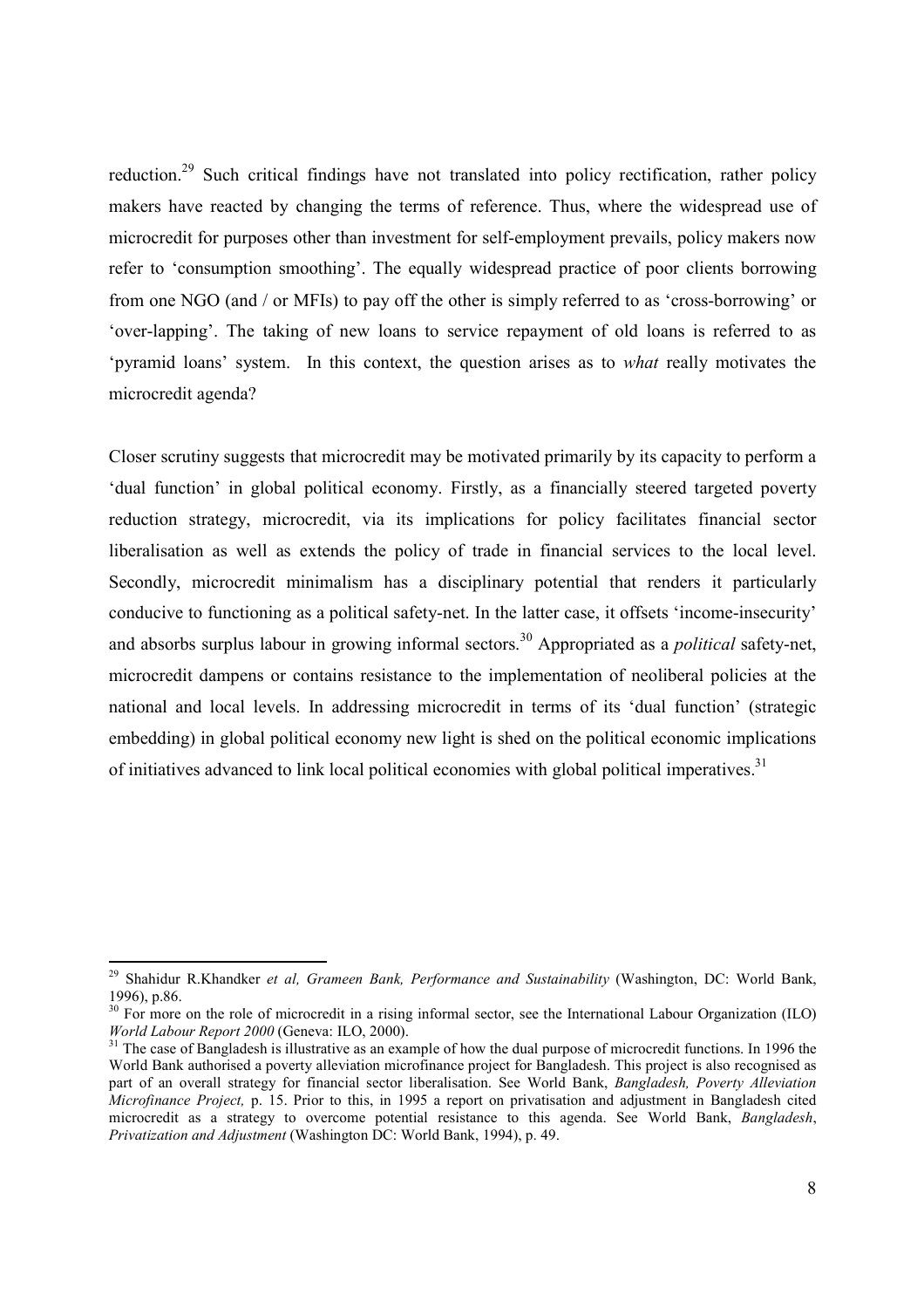reduction.[29] Such critical findings have not translated into policy rectification, rather policy makers have reacted by changing the terms of reference. Thus, where the widespread use of microcredit for purposes other than investment for self-employment prevails, policy makers now refer to 'consumption smoothing'. The equally widespread practice of poor clients borrowing from one NGO (and / or MFIs) to pay off the other is simply referred to as 'cross-borrowing' or 'over-lapping'. The taking of new loans to service repayment of old loans is referred to as 'pyramid loans' system. In this context, the question arises as to *what* really motivates the microcredit agenda?

Closer scrutiny suggests that microcredit may be motivated primarily by its capacity to perform a 'dual function' in global political economy. Firstly, as a financially steered targeted poverty reduction strategy, microcredit, via its implications for policy facilitates financial sector liberalisation as well as extends the policy of trade in financial services to the local level. Secondly, microcredit minimalism has a disciplinary potential that renders it particularly conducive to functioning as a political safety-net. In the latter case, it offsets 'income-insecurity' and absorbs surplus labour in growing informal sectors.[30] Appropriated as a *political* safety-net, microcredit dampens or contains resistance to the implementation of neoliberal policies at the national and local levels. In addressing microcredit in terms of its 'dual function' (strategic embedding) in global political economy new light is shed on the political economic implications of initiatives advanced to link local political economies with global political imperatives.[31]

---

[29] Shahidur R.Khandker *et al, Grameen Bank, Performance and Sustainability* (Washington, DC: World Bank, 1996), p.86.

[30] For more on the role of microcredit in a rising informal sector, see the International Labour Organization (ILO) *World Labour Report 2000* (Geneva: ILO, 2000).

[31] The case of Bangladesh is illustrative as an example of how the dual purpose of microcredit functions. In 1996 the World Bank authorised a poverty alleviation microfinance project for Bangladesh. This project is also recognised as part of an overall strategy for financial sector liberalisation. See World Bank, *Bangladesh, Poverty Alleviation Microfinance Project,* p. 15. Prior to this, in 1995 a report on privatisation and adjustment in Bangladesh cited microcredit as a strategy to overcome potential resistance to this agenda. See World Bank, *Bangladesh*, *Privatization and Adjustment* (Washington DC: World Bank, 1994), p. 49.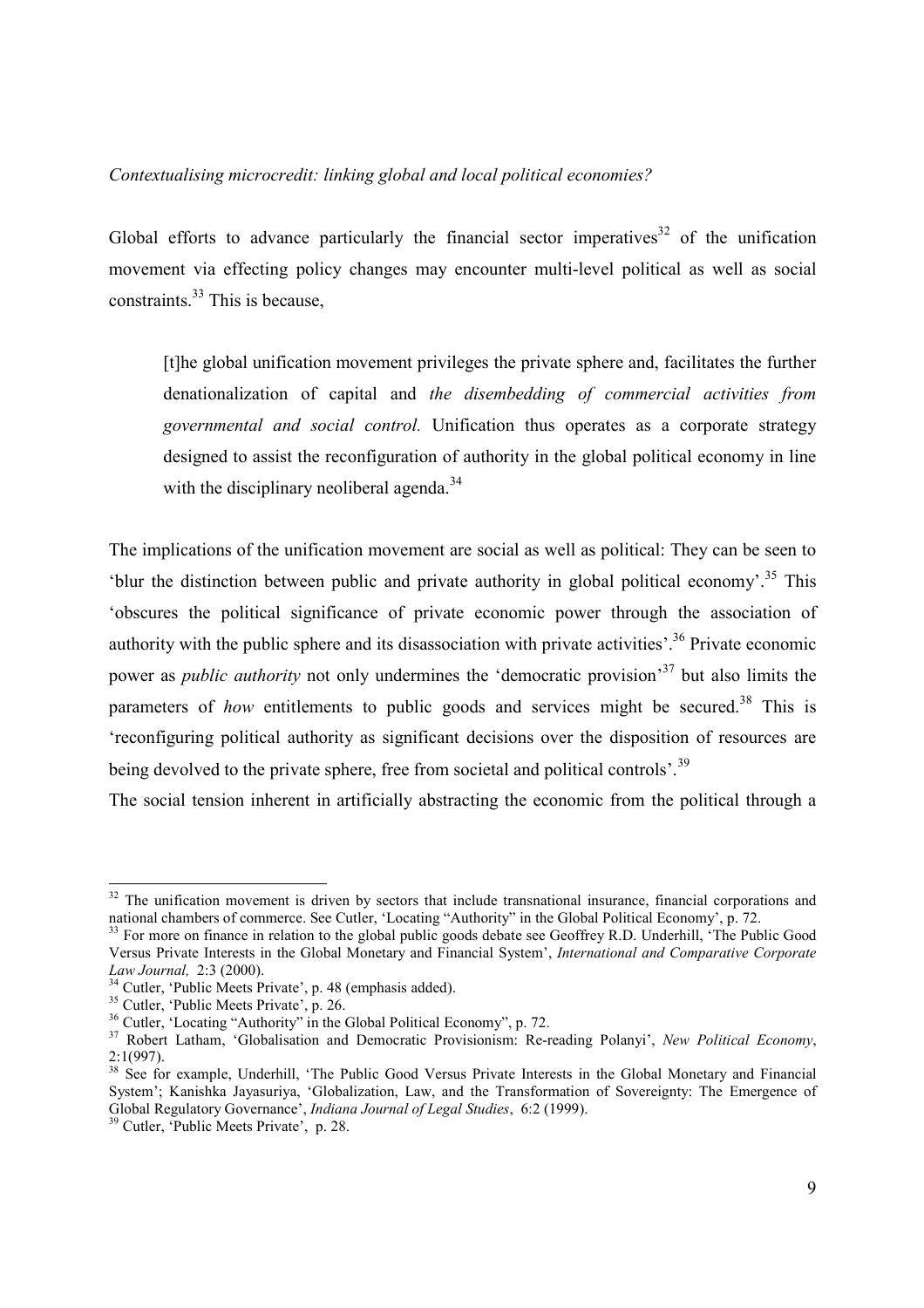*Contextualising microcredit: linking global and local political economies?*

Global efforts to advance particularly the financial sector imperatives[32] of the unification movement via effecting policy changes may encounter multi-level political as well as social constraints.[33] This is because,

> [t]he global unification movement privileges the private sphere and, facilitates the further denationalization of capital and *the disembedding of commercial activities from governmental and social control.* Unification thus operates as a corporate strategy designed to assist the reconfiguration of authority in the global political economy in line with the disciplinary neoliberal agenda.[34]

The implications of the unification movement are social as well as political: They can be seen to 'blur the distinction between public and private authority in global political economy'.[35] This 'obscures the political significance of private economic power through the association of authority with the public sphere and its disassociation with private activities'.[36] Private economic power as *public authority* not only undermines the 'democratic provision'[37] but also limits the parameters of *how* entitlements to public goods and services might be secured.[38] This is 'reconfiguring political authority as significant decisions over the disposition of resources are being devolved to the private sphere, free from societal and political controls'.[39]

The social tension inherent in artificially abstracting the economic from the political through a

---

[32] The unification movement is driven by sectors that include transnational insurance, financial corporations and national chambers of commerce. See Cutler, 'Locating "Authority" in the Global Political Economy', p. 72.

[33] For more on finance in relation to the global public goods debate see Geoffrey R.D. Underhill, 'The Public Good Versus Private Interests in the Global Monetary and Financial System', *International and Comparative Corporate Law Journal,* 2:3 (2000).

[34] Cutler, 'Public Meets Private', p. 48 (emphasis added).

[35] Cutler, 'Public Meets Private', p. 26.

[36] Cutler, 'Locating "Authority" in the Global Political Economy", p. 72.

[37] Robert Latham, 'Globalisation and Democratic Provisionism: Re-reading Polanyi', *New Political Economy*, 2:1(997).

[38] See for example, Underhill, 'The Public Good Versus Private Interests in the Global Monetary and Financial System'; Kanishka Jayasuriya, 'Globalization, Law, and the Transformation of Sovereignty: The Emergence of Global Regulatory Governance', *Indiana Journal of Legal Studies*, 6:2 (1999).

[39] Cutler, 'Public Meets Private', p. 28.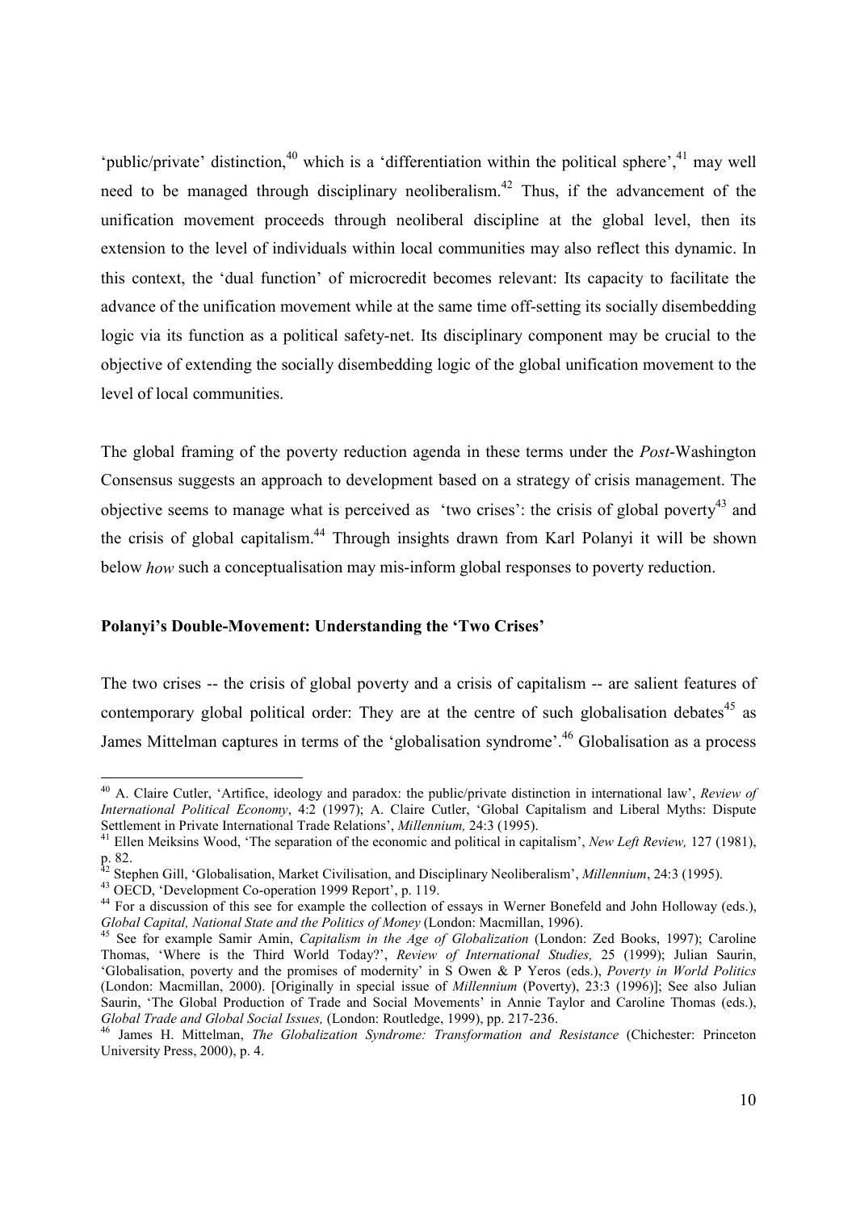'public/private' distinction,[40] which is a 'differentiation within the political sphere',[41] may well need to be managed through disciplinary neoliberalism.[42] Thus, if the advancement of the unification movement proceeds through neoliberal discipline at the global level, then its extension to the level of individuals within local communities may also reflect this dynamic. In this context, the 'dual function' of microcredit becomes relevant: Its capacity to facilitate the advance of the unification movement while at the same time off-setting its socially disembedding logic via its function as a political safety-net. Its disciplinary component may be crucial to the objective of extending the socially disembedding logic of the global unification movement to the level of local communities.

The global framing of the poverty reduction agenda in these terms under the *Post*-Washington Consensus suggests an approach to development based on a strategy of crisis management. The objective seems to manage what is perceived as 'two crises': the crisis of global poverty[43] and the crisis of global capitalism.[44] Through insights drawn from Karl Polanyi it will be shown below *how* such a conceptualisation may mis-inform global responses to poverty reduction.

**Polanyi's Double-Movement: Understanding the 'Two Crises'**

The two crises -- the crisis of global poverty and a crisis of capitalism -- are salient features of contemporary global political order: They are at the centre of such globalisation debates[45] as James Mittelman captures in terms of the 'globalisation syndrome'.[46] Globalisation as a process

---

[40] A. Claire Cutler, 'Artifice, ideology and paradox: the public/private distinction in international law', *Review of International Political Economy*, 4:2 (1997); A. Claire Cutler, 'Global Capitalism and Liberal Myths: Dispute Settlement in Private International Trade Relations', *Millennium,* 24:3 (1995).

[41] Ellen Meiksins Wood, 'The separation of the economic and political in capitalism', *New Left Review,* 127 (1981), p. 82.

[42] Stephen Gill, 'Globalisation, Market Civilisation, and Disciplinary Neoliberalism', *Millennium*, 24:3 (1995).

[43] OECD, 'Development Co-operation 1999 Report', p. 119.

[44] For a discussion of this see for example the collection of essays in Werner Bonefeld and John Holloway (eds.), *Global Capital, National State and the Politics of Money* (London: Macmillan, 1996).

[45] See for example Samir Amin, *Capitalism in the Age of Globalization* (London: Zed Books, 1997); Caroline Thomas, 'Where is the Third World Today?', *Review of International Studies,* 25 (1999); Julian Saurin, 'Globalisation, poverty and the promises of modernity' in S Owen & P Yeros (eds.), *Poverty in World Politics* (London: Macmillan, 2000). [Originally in special issue of *Millennium* (Poverty), 23:3 (1996)]; See also Julian Saurin, 'The Global Production of Trade and Social Movements' in Annie Taylor and Caroline Thomas (eds.), *Global Trade and Global Social Issues,* (London: Routledge, 1999), pp. 217-236.

[46] James H. Mittelman, *The Globalization Syndrome: Transformation and Resistance* (Chichester: Princeton University Press, 2000), p. 4.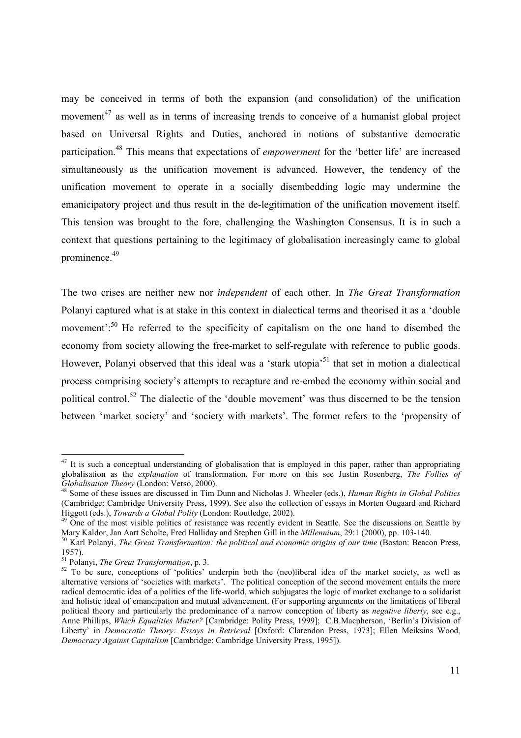may be conceived in terms of both the expansion (and consolidation) of the unification movement[47] as well as in terms of increasing trends to conceive of a humanist global project based on Universal Rights and Duties, anchored in notions of substantive democratic participation.[48] This means that expectations of *empowerment* for the 'better life' are increased simultaneously as the unification movement is advanced. However, the tendency of the unification movement to operate in a socially disembedding logic may undermine the emanicipatory project and thus result in the de-legitimation of the unification movement itself. This tension was brought to the fore, challenging the Washington Consensus. It is in such a context that questions pertaining to the legitimacy of globalisation increasingly came to global prominence.[49]

The two crises are neither new nor *independent* of each other. In *The Great Transformation* Polanyi captured what is at stake in this context in dialectical terms and theorised it as a 'double movement':[50] He referred to the specificity of capitalism on the one hand to disembed the economy from society allowing the free-market to self-regulate with reference to public goods. However, Polanyi observed that this ideal was a 'stark utopia'[51] that set in motion a dialectical process comprising society's attempts to recapture and re-embed the economy within social and political control.[52] The dialectic of the 'double movement' was thus discerned to be the tension between 'market society' and 'society with markets'. The former refers to the 'propensity of

---

[47] It is such a conceptual understanding of globalisation that is employed in this paper, rather than appropriating globalisation as the *explanation* of transformation. For more on this see Justin Rosenberg, *The Follies of Globalisation Theory* (London: Verso, 2000).

[48] Some of these issues are discussed in Tim Dunn and Nicholas J. Wheeler (eds.), *Human Rights in Global Politics* (Cambridge: Cambridge University Press, 1999). See also the collection of essays in Morten Ougaard and Richard Higgott (eds.), *Towards a Global Polity* (London: Routledge, 2002).

[49] One of the most visible politics of resistance was recently evident in Seattle. See the discussions on Seattle by Mary Kaldor, Jan Aart Scholte, Fred Halliday and Stephen Gill in the *Millennium*, 29:1 (2000), pp. 103-140.

[50] Karl Polanyi, *The Great Transformation: the political and economic origins of our time* (Boston: Beacon Press, 1957).

[51] Polanyi, *The Great Transformation*, p. 3.

[52] To be sure, conceptions of 'politics' underpin both the (neo)liberal idea of the market society, as well as alternative versions of 'societies with markets'. The political conception of the second movement entails the more radical democratic idea of a politics of the life-world, which subjugates the logic of market exchange to a solidarist and holistic ideal of emancipation and mutual advancement. (For supporting arguments on the limitations of liberal political theory and particularly the predominance of a narrow conception of liberty as *negative liberty*, see e.g., Anne Phillips, *Which Equalities Matter?* [Cambridge: Polity Press, 1999]; C.B.Macpherson, 'Berlin's Division of Liberty' in *Democratic Theory: Essays in Retrieval* [Oxford: Clarendon Press, 1973]; Ellen Meiksins Wood, *Democracy Against Capitalism* [Cambridge: Cambridge University Press, 1995]).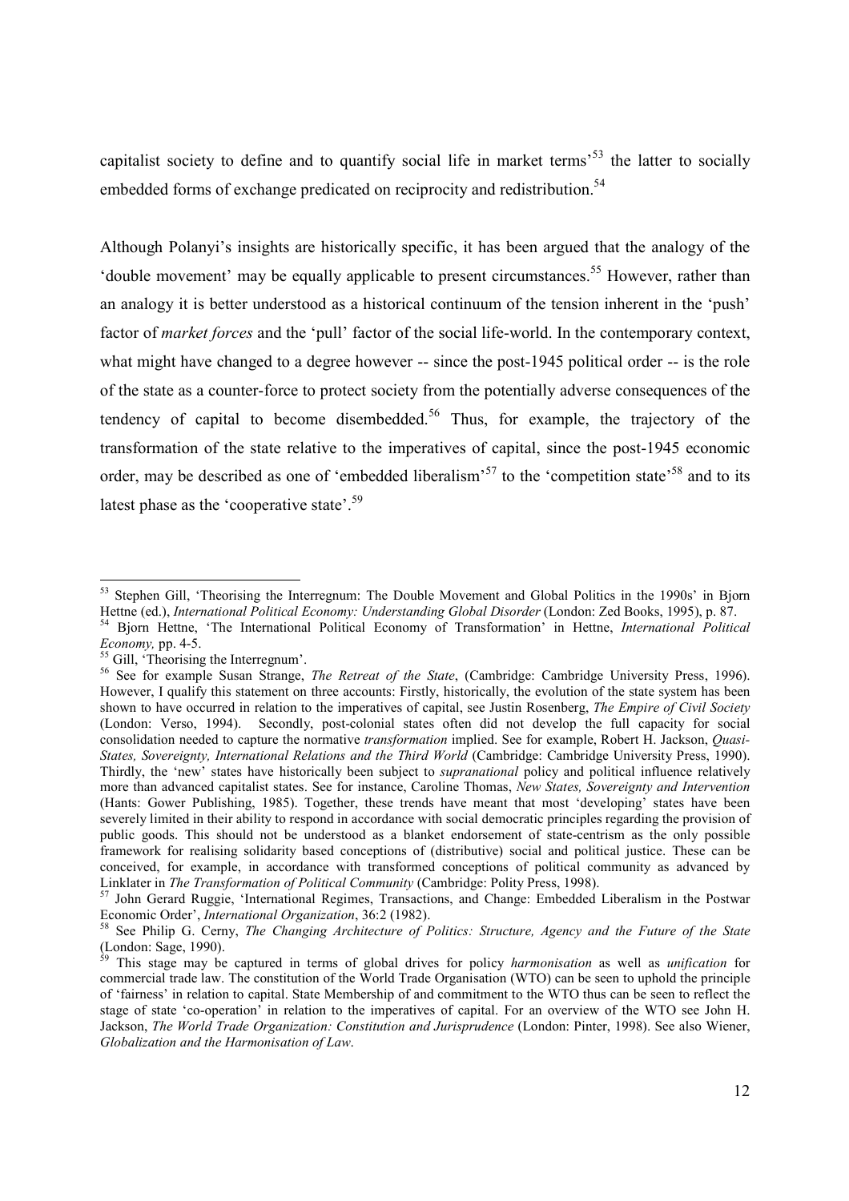capitalist society to define and to quantify social life in market terms'[53] the latter to socially embedded forms of exchange predicated on reciprocity and redistribution.[54]

Although Polanyi's insights are historically specific, it has been argued that the analogy of the 'double movement' may be equally applicable to present circumstances.[55] However, rather than an analogy it is better understood as a historical continuum of the tension inherent in the 'push' factor of *market forces* and the 'pull' factor of the social life-world. In the contemporary context, what might have changed to a degree however -- since the post-1945 political order -- is the role of the state as a counter-force to protect society from the potentially adverse consequences of the tendency of capital to become disembedded.[56] Thus, for example, the trajectory of the transformation of the state relative to the imperatives of capital, since the post-1945 economic order, may be described as one of 'embedded liberalism'[57] to the 'competition state'[58] and to its latest phase as the 'cooperative state'.[59]

---

[53] Stephen Gill, 'Theorising the Interregnum: The Double Movement and Global Politics in the 1990s' in Bjorn Hettne (ed.), *International Political Economy: Understanding Global Disorder* (London: Zed Books, 1995), p. 87.

[54] Bjorn Hettne, 'The International Political Economy of Transformation' in Hettne, *International Political Economy,* pp. 4-5.

[55] Gill, 'Theorising the Interregnum'.

[56] See for example Susan Strange, *The Retreat of the State*, (Cambridge: Cambridge University Press, 1996). However, I qualify this statement on three accounts: Firstly, historically, the evolution of the state system has been shown to have occurred in relation to the imperatives of capital, see Justin Rosenberg, *The Empire of Civil Society* (London: Verso, 1994). Secondly, post-colonial states often did not develop the full capacity for social consolidation needed to capture the normative *transformation* implied. See for example, Robert H. Jackson, *Quasi-States, Sovereignty, International Relations and the Third World* (Cambridge: Cambridge University Press, 1990). Thirdly, the 'new' states have historically been subject to *supranational* policy and political influence relatively more than advanced capitalist states. See for instance, Caroline Thomas, *New States, Sovereignty and Intervention* (Hants: Gower Publishing, 1985). Together, these trends have meant that most 'developing' states have been severely limited in their ability to respond in accordance with social democratic principles regarding the provision of public goods. This should not be understood as a blanket endorsement of state-centrism as the only possible framework for realising solidarity based conceptions of (distributive) social and political justice. These can be conceived, for example, in accordance with transformed conceptions of political community as advanced by Linklater in *The Transformation of Political Community* (Cambridge: Polity Press, 1998).

[57] John Gerard Ruggie, 'International Regimes, Transactions, and Change: Embedded Liberalism in the Postwar Economic Order', *International Organization*, 36:2 (1982).

[58] See Philip G. Cerny, *The Changing Architecture of Politics: Structure, Agency and the Future of the State* (London: Sage, 1990).

[59] This stage may be captured in terms of global drives for policy *harmonisation* as well as *unification* for commercial trade law. The constitution of the World Trade Organisation (WTO) can be seen to uphold the principle of 'fairness' in relation to capital. State Membership of and commitment to the WTO thus can be seen to reflect the stage of state 'co-operation' in relation to the imperatives of capital. For an overview of the WTO see John H. Jackson, *The World Trade Organization: Constitution and Jurisprudence* (London: Pinter, 1998). See also Wiener, *Globalization and the Harmonisation of Law*.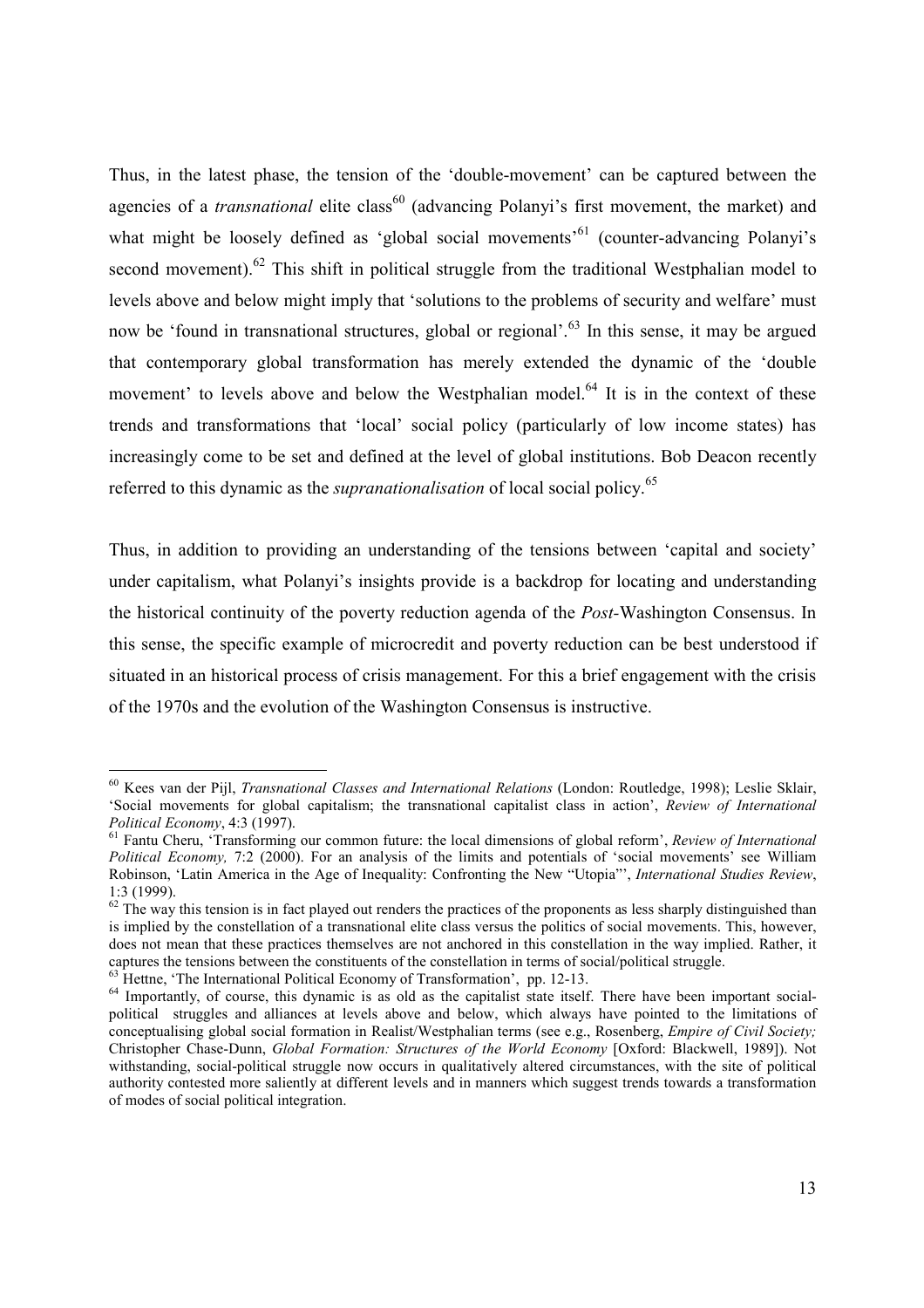Thus, in the latest phase, the tension of the 'double-movement' can be captured between the agencies of a *transnational* elite class[60] (advancing Polanyi's first movement, the market) and what might be loosely defined as 'global social movements'[61] (counter-advancing Polanyi's second movement).[62] This shift in political struggle from the traditional Westphalian model to levels above and below might imply that 'solutions to the problems of security and welfare' must now be 'found in transnational structures, global or regional'.[63] In this sense, it may be argued that contemporary global transformation has merely extended the dynamic of the 'double movement' to levels above and below the Westphalian model.[64] It is in the context of these trends and transformations that 'local' social policy (particularly of low income states) has increasingly come to be set and defined at the level of global institutions. Bob Deacon recently referred to this dynamic as the *supranationalisation* of local social policy.[65]

Thus, in addition to providing an understanding of the tensions between 'capital and society' under capitalism, what Polanyi's insights provide is a backdrop for locating and understanding the historical continuity of the poverty reduction agenda of the *Post*-Washington Consensus. In this sense, the specific example of microcredit and poverty reduction can be best understood if situated in an historical process of crisis management. For this a brief engagement with the crisis of the 1970s and the evolution of the Washington Consensus is instructive.

---

[60] Kees van der Pijl, *Transnational Classes and International Relations* (London: Routledge, 1998); Leslie Sklair, 'Social movements for global capitalism; the transnational capitalist class in action', *Review of International Political Economy*, 4:3 (1997).

[61] Fantu Cheru, 'Transforming our common future: the local dimensions of global reform', *Review of International Political Economy,* 7:2 (2000). For an analysis of the limits and potentials of 'social movements' see William Robinson, 'Latin America in the Age of Inequality: Confronting the New "Utopia"', *International Studies Review*, 1:3 (1999).

[62] The way this tension is in fact played out renders the practices of the proponents as less sharply distinguished than is implied by the constellation of a transnational elite class versus the politics of social movements. This, however, does not mean that these practices themselves are not anchored in this constellation in the way implied. Rather, it captures the tensions between the constituents of the constellation in terms of social/political struggle.

[63] Hettne, 'The International Political Economy of Transformation', pp. 12-13.

[64] Importantly, of course, this dynamic is as old as the capitalist state itself. There have been important social-political struggles and alliances at levels above and below, which always have pointed to the limitations of conceptualising global social formation in Realist/Westphalian terms (see e.g., Rosenberg, *Empire of Civil Society;* Christopher Chase-Dunn, *Global Formation: Structures of the World Economy* [Oxford: Blackwell, 1989]). Not withstanding, social-political struggle now occurs in qualitatively altered circumstances, with the site of political authority contested more saliently at different levels and in manners which suggest trends towards a transformation of modes of social political integration.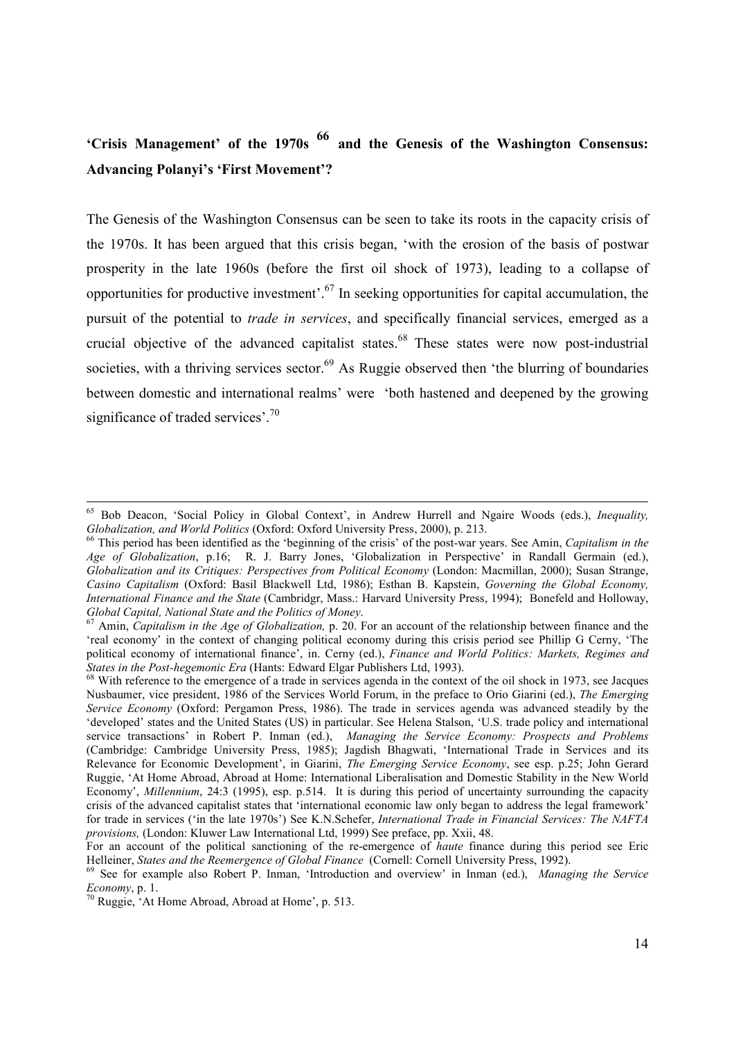## 'Crisis Management' of the 1970s [66] and the Genesis of the Washington Consensus: Advancing Polanyi's 'First Movement'?

The Genesis of the Washington Consensus can be seen to take its roots in the capacity crisis of the 1970s. It has been argued that this crisis began, 'with the erosion of the basis of postwar prosperity in the late 1960s (before the first oil shock of 1973), leading to a collapse of opportunities for productive investment'.[67] In seeking opportunities for capital accumulation, the pursuit of the potential to *trade in services*, and specifically financial services, emerged as a crucial objective of the advanced capitalist states.[68] These states were now post-industrial societies, with a thriving services sector.[69] As Ruggie observed then 'the blurring of boundaries between domestic and international realms' were 'both hastened and deepened by the growing significance of traded services'.[70]

---

[65] Bob Deacon, 'Social Policy in Global Context', in Andrew Hurrell and Ngaire Woods (eds.), *Inequality, Globalization, and World Politics* (Oxford: Oxford University Press, 2000), p. 213.

[66] This period has been identified as the 'beginning of the crisis' of the post-war years. See Amin, *Capitalism in the Age of Globalization*, p.16; R. J. Barry Jones, 'Globalization in Perspective' in Randall Germain (ed.), *Globalization and its Critiques: Perspectives from Political Economy* (London: Macmillan, 2000); Susan Strange, *Casino Capitalism* (Oxford: Basil Blackwell Ltd, 1986); Esthan B. Kapstein, *Governing the Global Economy, International Finance and the State* (Cambridgr, Mass.: Harvard University Press, 1994); Bonefeld and Holloway, *Global Capital, National State and the Politics of Money*.

[67] Amin, *Capitalism in the Age of Globalization,* p. 20. For an account of the relationship between finance and the 'real economy' in the context of changing political economy during this crisis period see Phillip G Cerny, 'The political economy of international finance', in. Cerny (ed.), *Finance and World Politics: Markets, Regimes and States in the Post-hegemonic Era* (Hants: Edward Elgar Publishers Ltd, 1993).

[68] With reference to the emergence of a trade in services agenda in the context of the oil shock in 1973, see Jacques Nusbaumer, vice president, 1986 of the Services World Forum, in the preface to Orio Giarini (ed.), *The Emerging Service Economy* (Oxford: Pergamon Press, 1986). The trade in services agenda was advanced steadily by the 'developed' states and the United States (US) in particular. See Helena Stalson, 'U.S. trade policy and international service transactions' in Robert P. Inman (ed.), *Managing the Service Economy: Prospects and Problems* (Cambridge: Cambridge University Press, 1985); Jagdish Bhagwati, 'International Trade in Services and its Relevance for Economic Development', in Giarini, *The Emerging Service Economy*, see esp. p.25; John Gerard Ruggie, 'At Home Abroad, Abroad at Home: International Liberalisation and Domestic Stability in the New World Economy', *Millennium*, 24:3 (1995), esp. p.514. It is during this period of uncertainty surrounding the capacity crisis of the advanced capitalist states that 'international economic law only began to address the legal framework' for trade in services ('in the late 1970s') See K.N.Schefer, *International Trade in Financial Services: The NAFTA provisions,* (London: Kluwer Law International Ltd, 1999) See preface, pp. Xxii, 48.

For an account of the political sanctioning of the re-emergence of *haute* finance during this period see Eric Helleiner, *States and the Reemergence of Global Finance* (Cornell: Cornell University Press, 1992).

[69] See for example also Robert P. Inman, 'Introduction and overview' in Inman (ed.), *Managing the Service Economy*, p. 1.

[70] Ruggie, 'At Home Abroad, Abroad at Home', p. 513.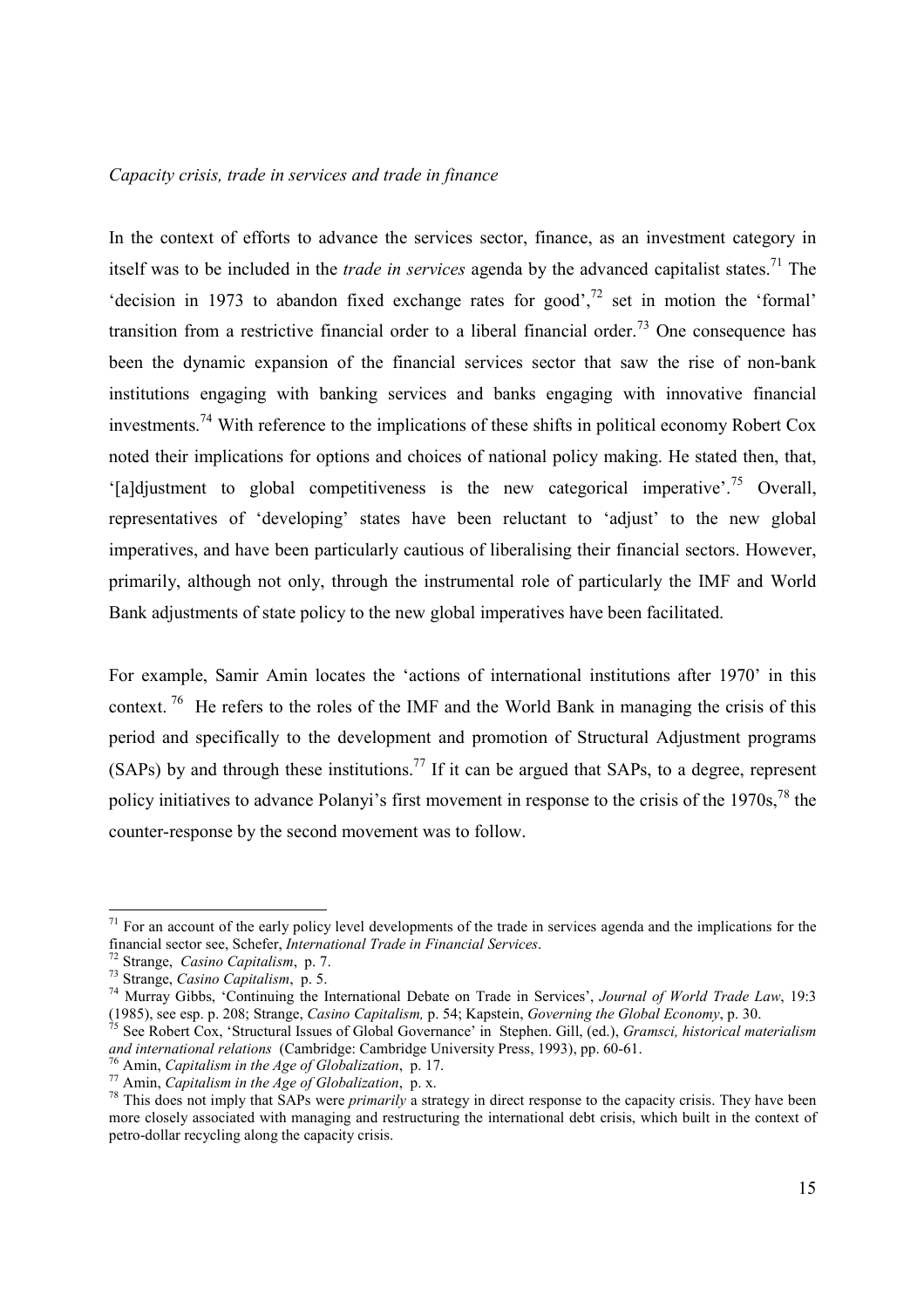*Capacity crisis, trade in services and trade in finance*

In the context of efforts to advance the services sector, finance, as an investment category in itself was to be included in the *trade in services* agenda by the advanced capitalist states.[71] The 'decision in 1973 to abandon fixed exchange rates for good',[72] set in motion the 'formal' transition from a restrictive financial order to a liberal financial order.[73] One consequence has been the dynamic expansion of the financial services sector that saw the rise of non-bank institutions engaging with banking services and banks engaging with innovative financial investments.[74] With reference to the implications of these shifts in political economy Robert Cox noted their implications for options and choices of national policy making. He stated then, that, '[a]djustment to global competitiveness is the new categorical imperative'.[75] Overall, representatives of 'developing' states have been reluctant to 'adjust' to the new global imperatives, and have been particularly cautious of liberalising their financial sectors. However, primarily, although not only, through the instrumental role of particularly the IMF and World Bank adjustments of state policy to the new global imperatives have been facilitated.

For example, Samir Amin locates the 'actions of international institutions after 1970' in this context.[76] He refers to the roles of the IMF and the World Bank in managing the crisis of this period and specifically to the development and promotion of Structural Adjustment programs (SAPs) by and through these institutions.[77] If it can be argued that SAPs, to a degree, represent policy initiatives to advance Polanyi's first movement in response to the crisis of the 1970s,[78] the counter-response by the second movement was to follow.

---

[71] For an account of the early policy level developments of the trade in services agenda and the implications for the financial sector see, Schefer, *International Trade in Financial Services*.

[72] Strange, *Casino Capitalism*, p. 7.

[73] Strange, *Casino Capitalism*, p. 5.

[74] Murray Gibbs, 'Continuing the International Debate on Trade in Services', *Journal of World Trade Law*, 19:3 (1985), see esp. p. 208; Strange, *Casino Capitalism,* p. 54; Kapstein, *Governing the Global Economy*, p. 30.

[75] See Robert Cox, 'Structural Issues of Global Governance' in Stephen. Gill, (ed.), *Gramsci, historical materialism and international relations* (Cambridge: Cambridge University Press, 1993), pp. 60-61.

[76] Amin, *Capitalism in the Age of Globalization*, p. 17.

[77] Amin, *Capitalism in the Age of Globalization*, p. x.

[78] This does not imply that SAPs were *primarily* a strategy in direct response to the capacity crisis. They have been more closely associated with managing and restructuring the international debt crisis, which built in the context of petro-dollar recycling along the capacity crisis.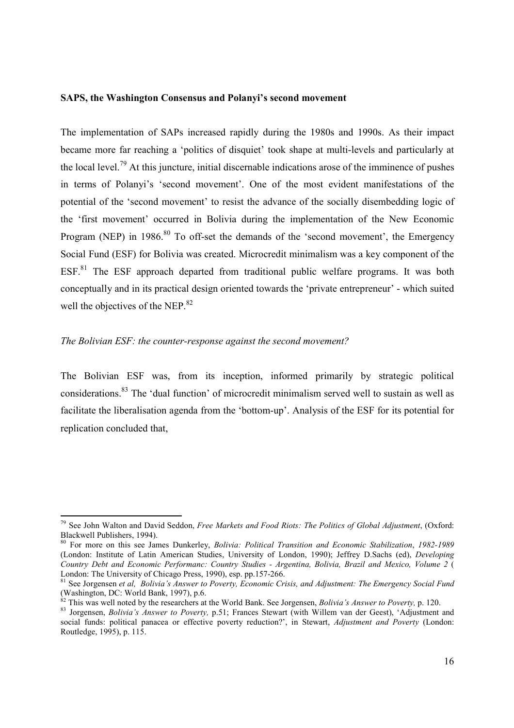**SAPS, the Washington Consensus and Polanyi's second movement**

The implementation of SAPs increased rapidly during the 1980s and 1990s. As their impact became more far reaching a 'politics of disquiet' took shape at multi-levels and particularly at the local level.[79] At this juncture, initial discernable indications arose of the imminence of pushes in terms of Polanyi's 'second movement'. One of the most evident manifestations of the potential of the 'second movement' to resist the advance of the socially disembedding logic of the 'first movement' occurred in Bolivia during the implementation of the New Economic Program (NEP) in 1986.[80] To off-set the demands of the 'second movement', the Emergency Social Fund (ESF) for Bolivia was created. Microcredit minimalism was a key component of the ESF.[81] The ESF approach departed from traditional public welfare programs. It was both conceptually and in its practical design oriented towards the 'private entrepreneur' - which suited well the objectives of the NEP.[82]

*The Bolivian ESF: the counter-response against the second movement?*

The Bolivian ESF was, from its inception, informed primarily by strategic political considerations.[83] The 'dual function' of microcredit minimalism served well to sustain as well as facilitate the liberalisation agenda from the 'bottom-up'. Analysis of the ESF for its potential for replication concluded that,

---

[79] See John Walton and David Seddon, *Free Markets and Food Riots: The Politics of Global Adjustment*, (Oxford: Blackwell Publishers, 1994).

[80] For more on this see James Dunkerley, *Bolivia: Political Transition and Economic Stabilization*, *1982-1989* (London: Institute of Latin American Studies, University of London, 1990); Jeffrey D.Sachs (ed), *Developing Country Debt and Economic Performanc: Country Studies - Argentina, Bolivia, Brazil and Mexico, Volume 2* ( London: The University of Chicago Press, 1990), esp. pp.157-266.

[81] See Jorgensen *et al, Bolivia's Answer to Poverty, Economic Crisis, and Adjustment: The Emergency Social Fund* (Washington, DC: World Bank, 1997), p.6.

[82] This was well noted by the researchers at the World Bank. See Jorgensen, *Bolivia's Answer to Poverty,* p. 120.

[83] Jorgensen, *Bolivia's Answer to Poverty,* p.51; Frances Stewart (with Willem van der Geest), 'Adjustment and social funds: political panacea or effective poverty reduction?', in Stewart, *Adjustment and Poverty* (London: Routledge, 1995), p. 115.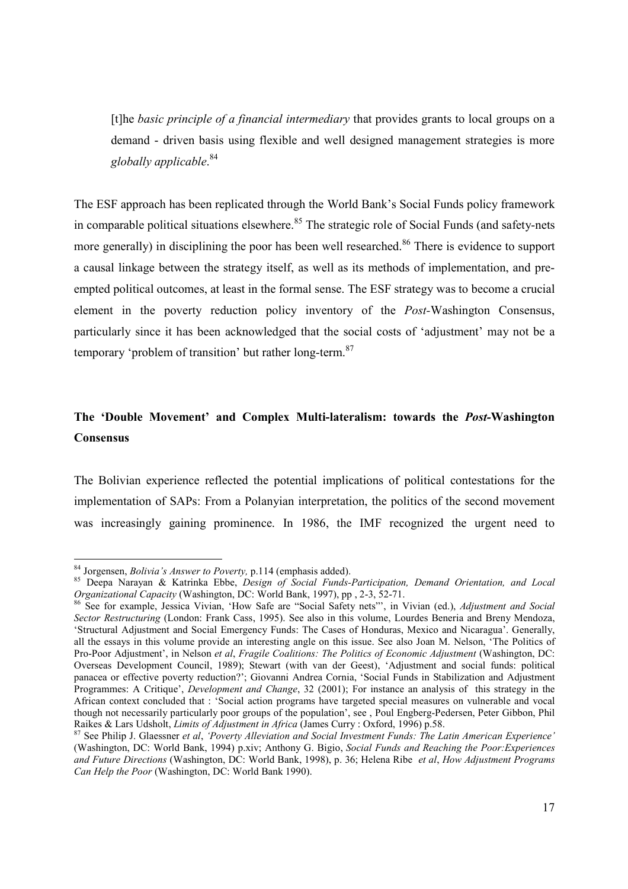> [t]he *basic principle of a financial intermediary* that provides grants to local groups on a demand - driven basis using flexible and well designed management strategies is more *globally applicable*.[84]

The ESF approach has been replicated through the World Bank's Social Funds policy framework in comparable political situations elsewhere.[85] The strategic role of Social Funds (and safety-nets more generally) in disciplining the poor has been well researched.[86] There is evidence to support a causal linkage between the strategy itself, as well as its methods of implementation, and pre-empted political outcomes, at least in the formal sense. The ESF strategy was to become a crucial element in the poverty reduction policy inventory of the *Post*-Washington Consensus, particularly since it has been acknowledged that the social costs of 'adjustment' may not be a temporary 'problem of transition' but rather long-term.[87]

## The 'Double Movement' and Complex Multi-lateralism: towards the *Post*-Washington Consensus

The Bolivian experience reflected the potential implications of political contestations for the implementation of SAPs: From a Polanyian interpretation, the politics of the second movement was increasingly gaining prominence. In 1986, the IMF recognized the urgent need to

---

[84] Jorgensen, *Bolivia's Answer to Poverty,* p.114 (emphasis added).

[85] Deepa Narayan & Katrinka Ebbe, *Design of Social Funds-Participation, Demand Orientation, and Local Organizational Capacity* (Washington, DC: World Bank, 1997), pp , 2-3, 52-71.

[86] See for example, Jessica Vivian, 'How Safe are "Social Safety nets"', in Vivian (ed.), *Adjustment and Social Sector Restructuring* (London: Frank Cass, 1995). See also in this volume, Lourdes Beneria and Breny Mendoza, 'Structural Adjustment and Social Emergency Funds: The Cases of Honduras, Mexico and Nicaragua'. Generally, all the essays in this volume provide an interesting angle on this issue. See also Joan M. Nelson, 'The Politics of Pro-Poor Adjustment', in Nelson *et al*, *Fragile Coalitions: The Politics of Economic Adjustment* (Washington, DC: Overseas Development Council, 1989); Stewart (with van der Geest), 'Adjustment and social funds: political panacea or effective poverty reduction?'; Giovanni Andrea Cornia, 'Social Funds in Stabilization and Adjustment Programmes: A Critique', *Development and Change*, 32 (2001); For instance an analysis of this strategy in the African context concluded that : 'Social action programs have targeted special measures on vulnerable and vocal though not necessarily particularly poor groups of the population', see , Poul Engberg-Pedersen, Peter Gibbon, Phil Raikes & Lars Udsholt, *Limits of Adjustment in Africa* (James Curry : Oxford, 1996) p.58.

[87] See Philip J. Glaessner *et al*, *'Poverty Alleviation and Social Investment Funds: The Latin American Experience'* (Washington, DC: World Bank, 1994) p.xiv; Anthony G. Bigio, *Social Funds and Reaching the Poor:Experiences and Future Directions* (Washington, DC: World Bank, 1998), p. 36; Helena Ribe *et al*, *How Adjustment Programs Can Help the Poor* (Washington, DC: World Bank 1990).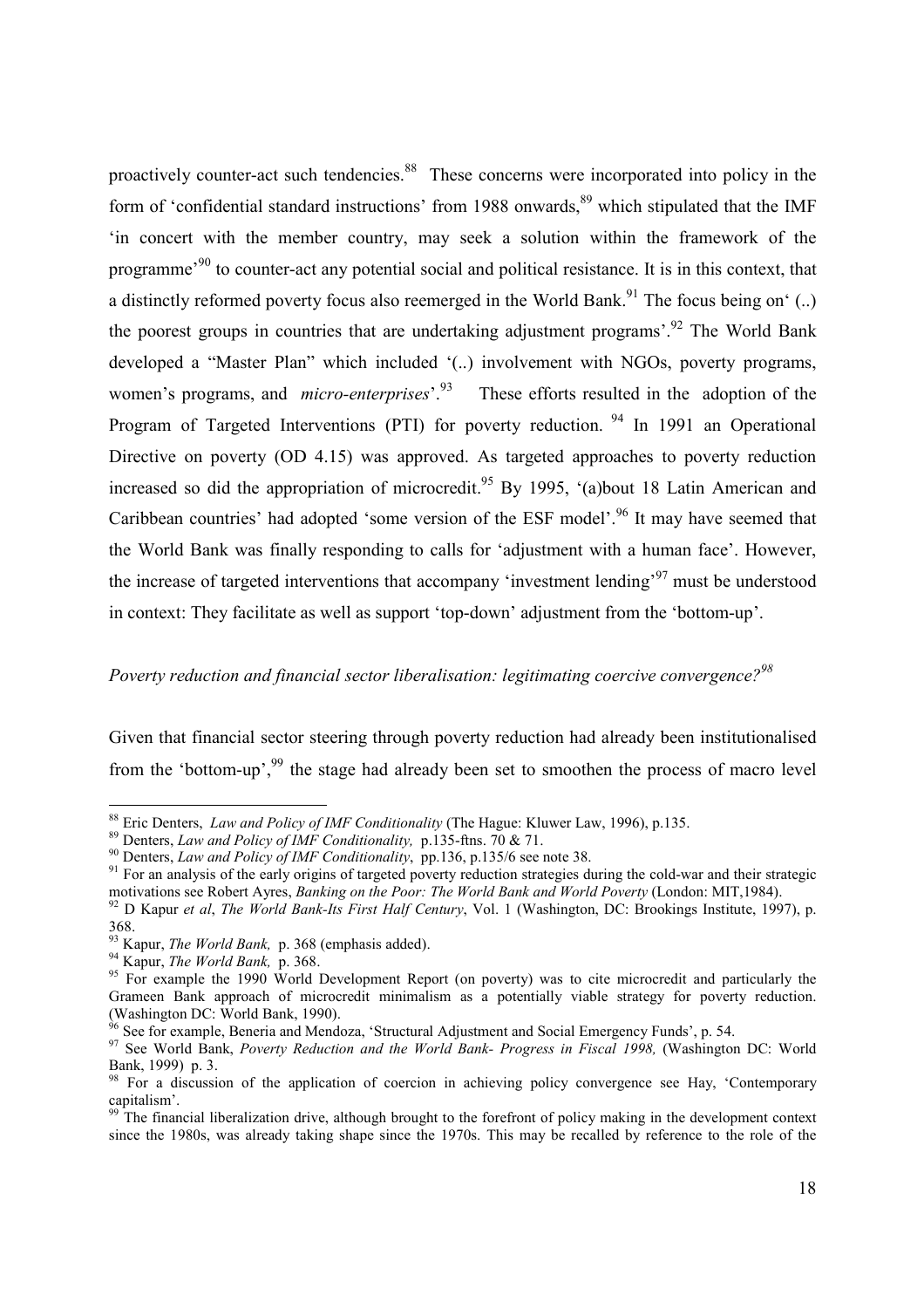proactively counter-act such tendencies.[88] These concerns were incorporated into policy in the form of 'confidential standard instructions' from 1988 onwards,[89] which stipulated that the IMF 'in concert with the member country, may seek a solution within the framework of the programme'[90] to counter-act any potential social and political resistance. It is in this context, that a distinctly reformed poverty focus also reemerged in the World Bank.[91] The focus being on' (..) the poorest groups in countries that are undertaking adjustment programs'.[92] The World Bank developed a "Master Plan" which included '(..) involvement with NGOs, poverty programs, women's programs, and *micro-enterprises*'.[93] These efforts resulted in the adoption of the Program of Targeted Interventions (PTI) for poverty reduction.[94] In 1991 an Operational Directive on poverty (OD 4.15) was approved. As targeted approaches to poverty reduction increased so did the appropriation of microcredit.[95] By 1995, '(a)bout 18 Latin American and Caribbean countries' had adopted 'some version of the ESF model'.[96] It may have seemed that the World Bank was finally responding to calls for 'adjustment with a human face'. However, the increase of targeted interventions that accompany 'investment lending'[97] must be understood in context: They facilitate as well as support 'top-down' adjustment from the 'bottom-up'.

*Poverty reduction and financial sector liberalisation: legitimating coercive convergence?*[98]

Given that financial sector steering through poverty reduction had already been institutionalised from the 'bottom-up',[99] the stage had already been set to smoothen the process of macro level

---

[88] Eric Denters, *Law and Policy of IMF Conditionality* (The Hague: Kluwer Law, 1996), p.135.

[89] Denters, *Law and Policy of IMF Conditionality,* p.135-ftns. 70 & 71.

[90] Denters, *Law and Policy of IMF Conditionality*, pp.136, p.135/6 see note 38.

[91] For an analysis of the early origins of targeted poverty reduction strategies during the cold-war and their strategic motivations see Robert Ayres, *Banking on the Poor: The World Bank and World Poverty* (London: MIT,1984).

[92] D Kapur *et al*, *The World Bank-Its First Half Century*, Vol. 1 (Washington, DC: Brookings Institute, 1997), p. 368.

[93] Kapur, *The World Bank,* p. 368 (emphasis added).

[94] Kapur, *The World Bank,* p. 368.

[95] For example the 1990 World Development Report (on poverty) was to cite microcredit and particularly the Grameen Bank approach of microcredit minimalism as a potentially viable strategy for poverty reduction. (Washington DC: World Bank, 1990).

[96] See for example, Beneria and Mendoza, 'Structural Adjustment and Social Emergency Funds', p. 54.

[97] See World Bank, *Poverty Reduction and the World Bank- Progress in Fiscal 1998,* (Washington DC: World Bank, 1999) p. 3.

[98] For a discussion of the application of coercion in achieving policy convergence see Hay, 'Contemporary capitalism'.

[99] The financial liberalization drive, although brought to the forefront of policy making in the development context since the 1980s, was already taking shape since the 1970s. This may be recalled by reference to the role of the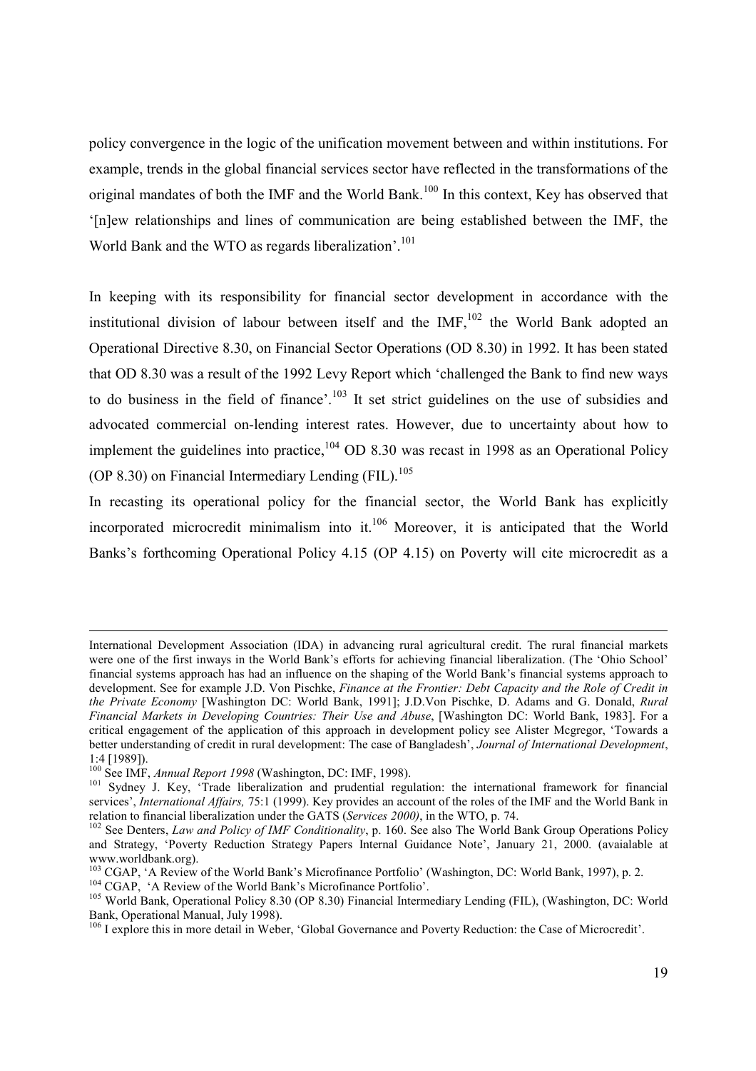policy convergence in the logic of the unification movement between and within institutions. For example, trends in the global financial services sector have reflected in the transformations of the original mandates of both the IMF and the World Bank.[100] In this context, Key has observed that '[n]ew relationships and lines of communication are being established between the IMF, the World Bank and the WTO as regards liberalization'.[101]

In keeping with its responsibility for financial sector development in accordance with the institutional division of labour between itself and the IMF,[102] the World Bank adopted an Operational Directive 8.30, on Financial Sector Operations (OD 8.30) in 1992. It has been stated that OD 8.30 was a result of the 1992 Levy Report which 'challenged the Bank to find new ways to do business in the field of finance'.[103] It set strict guidelines on the use of subsidies and advocated commercial on-lending interest rates. However, due to uncertainty about how to implement the guidelines into practice,[104] OD 8.30 was recast in 1998 as an Operational Policy (OP 8.30) on Financial Intermediary Lending (FIL).[105]

In recasting its operational policy for the financial sector, the World Bank has explicitly incorporated microcredit minimalism into it.[106] Moreover, it is anticipated that the World Banks's forthcoming Operational Policy 4.15 (OP 4.15) on Poverty will cite microcredit as a

---

International Development Association (IDA) in advancing rural agricultural credit. The rural financial markets were one of the first inways in the World Bank's efforts for achieving financial liberalization. (The 'Ohio School' financial systems approach has had an influence on the shaping of the World Bank's financial systems approach to development. See for example J.D. Von Pischke, *Finance at the Frontier: Debt Capacity and the Role of Credit in the Private Economy* [Washington DC: World Bank, 1991]; J.D.Von Pischke, D. Adams and G. Donald, *Rural Financial Markets in Developing Countries: Their Use and Abuse*, [Washington DC: World Bank, 1983]. For a critical engagement of the application of this approach in development policy see Alister Mcgregor, 'Towards a better understanding of credit in rural development: The case of Bangladesh', *Journal of International Development*, 1:4 [1989]).

[100] See IMF, *Annual Report 1998* (Washington, DC: IMF, 1998).

[101] Sydney J. Key, 'Trade liberalization and prudential regulation: the international framework for financial services', *International Affairs,* 75:1 (1999). Key provides an account of the roles of the IMF and the World Bank in relation to financial liberalization under the GATS (*Services 2000)*, in the WTO, p. 74.

[102] See Denters, *Law and Policy of IMF Conditionality*, p. 160. See also The World Bank Group Operations Policy and Strategy, 'Poverty Reduction Strategy Papers Internal Guidance Note', January 21, 2000. (avaialable at www.worldbank.org).

[103] CGAP, 'A Review of the World Bank's Microfinance Portfolio' (Washington, DC: World Bank, 1997), p. 2.

[104] CGAP, 'A Review of the World Bank's Microfinance Portfolio'.

[105] World Bank, Operational Policy 8.30 (OP 8.30) Financial Intermediary Lending (FIL), (Washington, DC: World Bank, Operational Manual, July 1998).

[106] I explore this in more detail in Weber, 'Global Governance and Poverty Reduction: the Case of Microcredit'.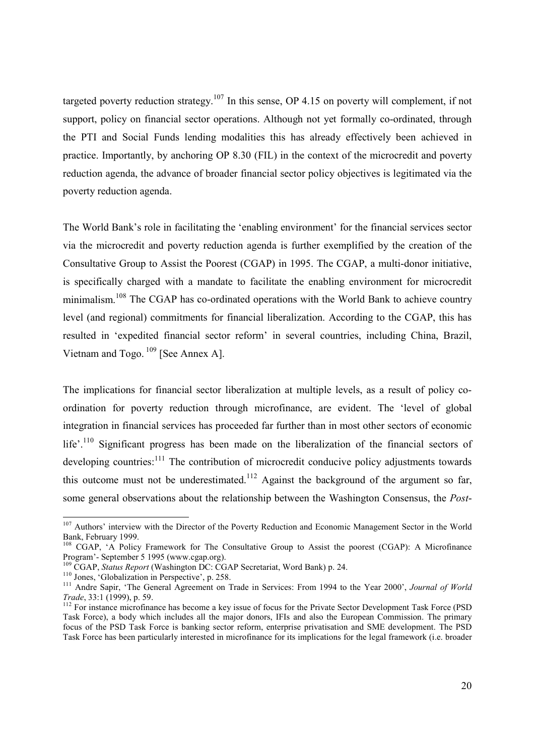targeted poverty reduction strategy.[107] In this sense, OP 4.15 on poverty will complement, if not support, policy on financial sector operations. Although not yet formally co-ordinated, through the PTI and Social Funds lending modalities this has already effectively been achieved in practice. Importantly, by anchoring OP 8.30 (FIL) in the context of the microcredit and poverty reduction agenda, the advance of broader financial sector policy objectives is legitimated via the poverty reduction agenda.

The World Bank's role in facilitating the 'enabling environment' for the financial services sector via the microcredit and poverty reduction agenda is further exemplified by the creation of the Consultative Group to Assist the Poorest (CGAP) in 1995. The CGAP, a multi-donor initiative, is specifically charged with a mandate to facilitate the enabling environment for microcredit minimalism.[108] The CGAP has co-ordinated operations with the World Bank to achieve country level (and regional) commitments for financial liberalization. According to the CGAP, this has resulted in 'expedited financial sector reform' in several countries, including China, Brazil, Vietnam and Togo. [109] [See Annex A].

The implications for financial sector liberalization at multiple levels, as a result of policy co-ordination for poverty reduction through microfinance, are evident. The 'level of global integration in financial services has proceeded far further than in most other sectors of economic life'.[110] Significant progress has been made on the liberalization of the financial sectors of developing countries:[111] The contribution of microcredit conducive policy adjustments towards this outcome must not be underestimated.[112] Against the background of the argument so far, some general observations about the relationship between the Washington Consensus, the *Post-*

---

[107] Authors' interview with the Director of the Poverty Reduction and Economic Management Sector in the World Bank, February 1999.

[108] CGAP, 'A Policy Framework for The Consultative Group to Assist the poorest (CGAP): A Microfinance Program'- September 5 1995 (www.cgap.org).

[109] CGAP, *Status Report* (Washington DC: CGAP Secretariat, Word Bank) p. 24.

[110] Jones, 'Globalization in Perspective', p. 258.

[111] Andre Sapir, 'The General Agreement on Trade in Services: From 1994 to the Year 2000', *Journal of World Trade*, 33:1 (1999), p. 59.

[112] For instance microfinance has become a key issue of focus for the Private Sector Development Task Force (PSD Task Force), a body which includes all the major donors, IFIs and also the European Commission. The primary focus of the PSD Task Force is banking sector reform, enterprise privatisation and SME development. The PSD Task Force has been particularly interested in microfinance for its implications for the legal framework (i.e. broader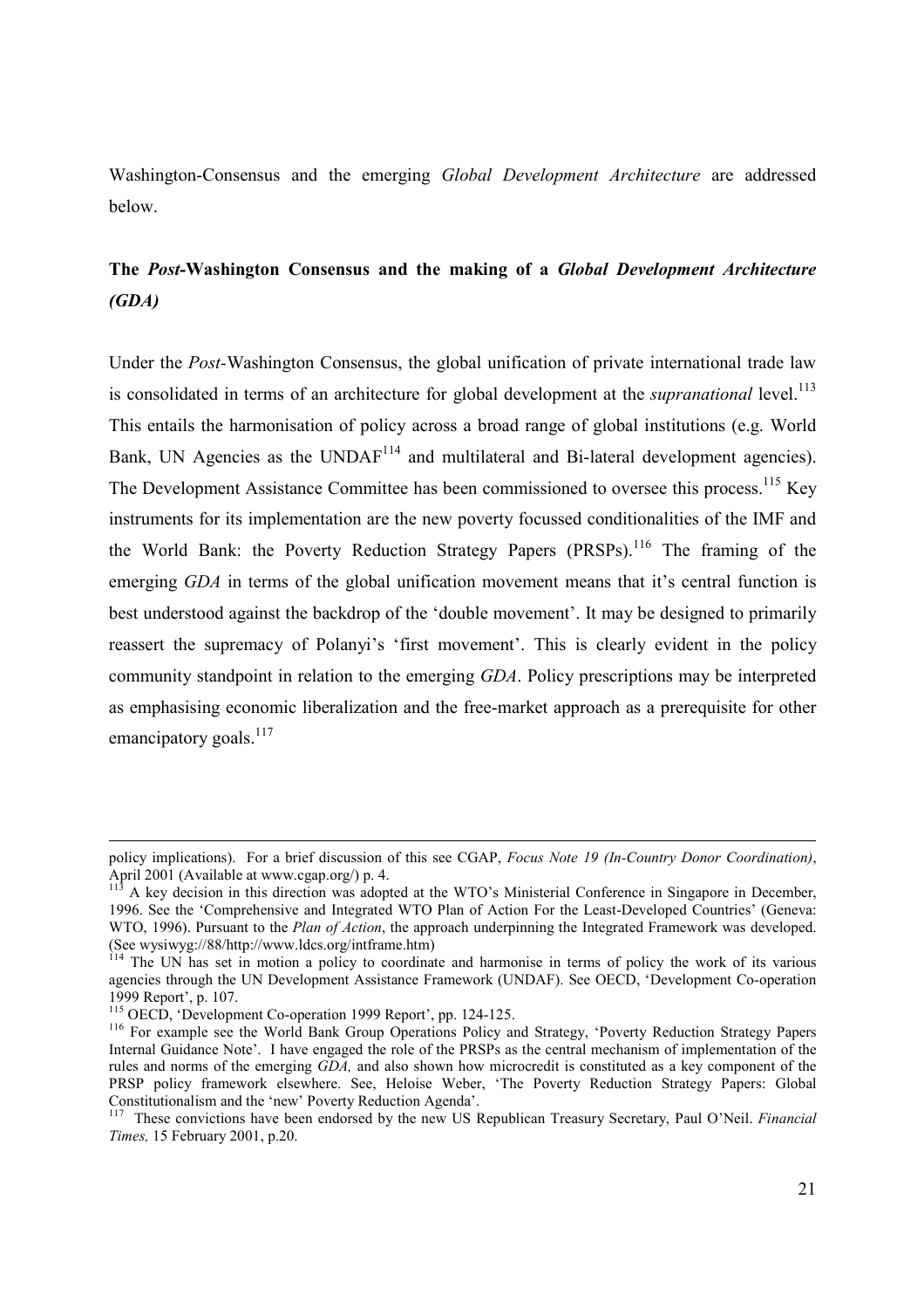Washington-Consensus and the emerging *Global Development Architecture* are addressed below.

**The *Post*-Washington Consensus and the making of a *Global Development Architecture (GDA)***

Under the *Post*-Washington Consensus, the global unification of private international trade law is consolidated in terms of an architecture for global development at the *supranational* level.[113] This entails the harmonisation of policy across a broad range of global institutions (e.g. World Bank, UN Agencies as the UNDAF[114] and multilateral and Bi-lateral development agencies). The Development Assistance Committee has been commissioned to oversee this process.[115] Key instruments for its implementation are the new poverty focussed conditionalities of the IMF and the World Bank: the Poverty Reduction Strategy Papers (PRSPs).[116] The framing of the emerging *GDA* in terms of the global unification movement means that it's central function is best understood against the backdrop of the 'double movement'. It may be designed to primarily reassert the supremacy of Polanyi's 'first movement'. This is clearly evident in the policy community standpoint in relation to the emerging *GDA*. Policy prescriptions may be interpreted as emphasising economic liberalization and the free-market approach as a prerequisite for other emancipatory goals.[117]

---

policy implications). For a brief discussion of this see CGAP, *Focus Note 19 (In-Country Donor Coordination)*, April 2001 (Available at www.cgap.org/) p. 4.

[113] A key decision in this direction was adopted at the WTO's Ministerial Conference in Singapore in December, 1996. See the 'Comprehensive and Integrated WTO Plan of Action For the Least-Developed Countries' (Geneva: WTO, 1996). Pursuant to the *Plan of Action*, the approach underpinning the Integrated Framework was developed. (See wysiwyg://88/http://www.ldcs.org/intframe.htm)

[114] The UN has set in motion a policy to coordinate and harmonise in terms of policy the work of its various agencies through the UN Development Assistance Framework (UNDAF). See OECD, 'Development Co-operation 1999 Report', p. 107.

[115] OECD, 'Development Co-operation 1999 Report', pp. 124-125.

[116] For example see the World Bank Group Operations Policy and Strategy, 'Poverty Reduction Strategy Papers Internal Guidance Note'. I have engaged the role of the PRSPs as the central mechanism of implementation of the rules and norms of the emerging *GDA,* and also shown how microcredit is constituted as a key component of the PRSP policy framework elsewhere. See, Heloise Weber, 'The Poverty Reduction Strategy Papers: Global Constitutionalism and the 'new' Poverty Reduction Agenda'.

[117] These convictions have been endorsed by the new US Republican Treasury Secretary, Paul O'Neil. *Financial Times,* 15 February 2001, p.20.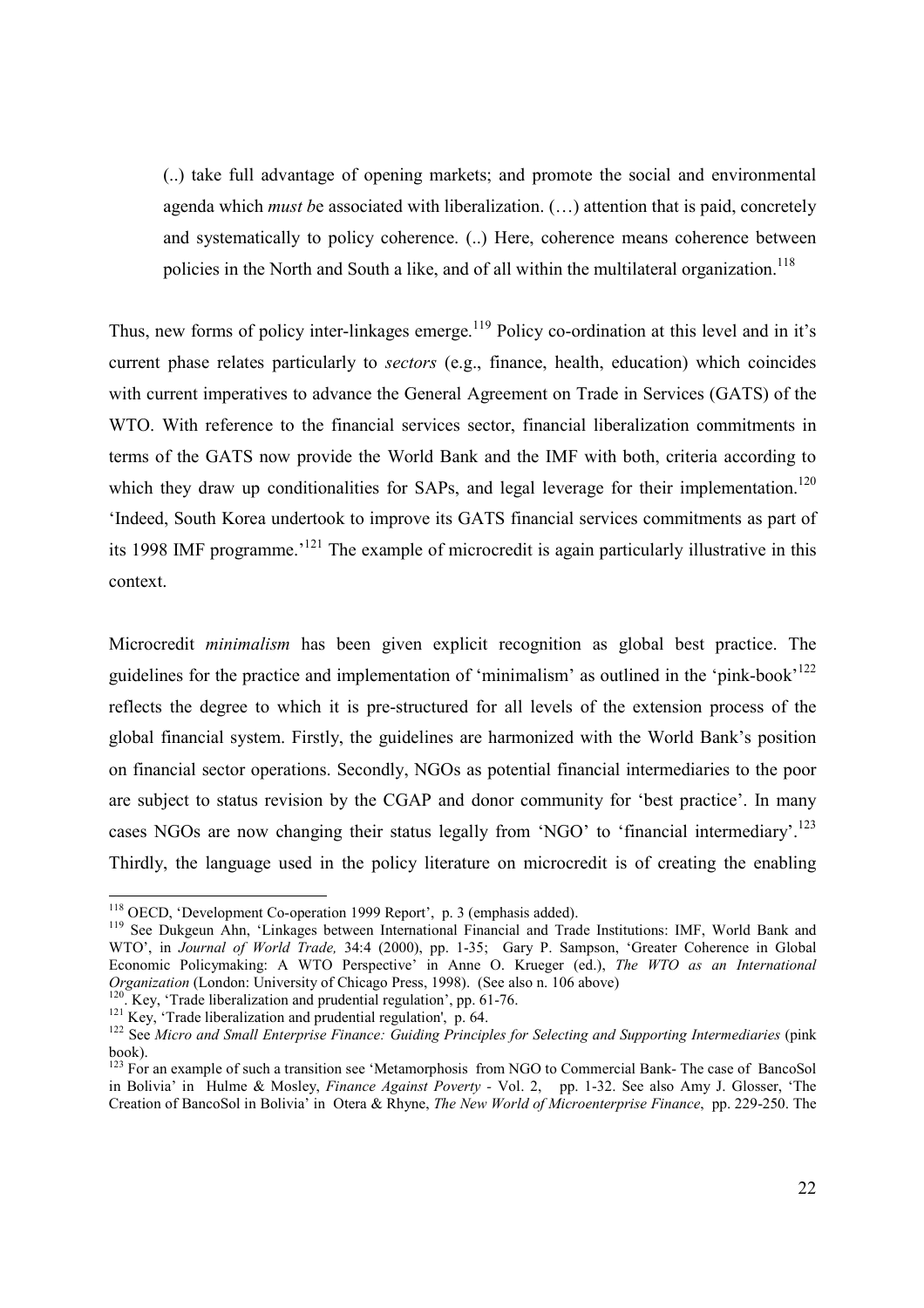> (..) take full advantage of opening markets; and promote the social and environmental agenda which *must b*e associated with liberalization. (…) attention that is paid, concretely and systematically to policy coherence. (..) Here, coherence means coherence between policies in the North and South a like, and of all within the multilateral organization.[118]

Thus, new forms of policy inter-linkages emerge.[119] Policy co-ordination at this level and in it's current phase relates particularly to *sectors* (e.g., finance, health, education) which coincides with current imperatives to advance the General Agreement on Trade in Services (GATS) of the WTO. With reference to the financial services sector, financial liberalization commitments in terms of the GATS now provide the World Bank and the IMF with both, criteria according to which they draw up conditionalities for SAPs, and legal leverage for their implementation.[120] 'Indeed, South Korea undertook to improve its GATS financial services commitments as part of its 1998 IMF programme.'[121] The example of microcredit is again particularly illustrative in this context.

Microcredit *minimalism* has been given explicit recognition as global best practice. The guidelines for the practice and implementation of 'minimalism' as outlined in the 'pink-book'[122] reflects the degree to which it is pre-structured for all levels of the extension process of the global financial system. Firstly, the guidelines are harmonized with the World Bank's position on financial sector operations. Secondly, NGOs as potential financial intermediaries to the poor are subject to status revision by the CGAP and donor community for 'best practice'. In many cases NGOs are now changing their status legally from 'NGO' to 'financial intermediary'.[123] Thirdly, the language used in the policy literature on microcredit is of creating the enabling

---

[118] OECD, 'Development Co-operation 1999 Report', p. 3 (emphasis added).

[119] See Dukgeun Ahn, 'Linkages between International Financial and Trade Institutions: IMF, World Bank and WTO', in *Journal of World Trade,* 34:4 (2000), pp. 1-35; Gary P. Sampson, 'Greater Coherence in Global Economic Policymaking: A WTO Perspective' in Anne O. Krueger (ed.), *The WTO as an International Organization* (London: University of Chicago Press, 1998). (See also n. 106 above)

[120]. Key, 'Trade liberalization and prudential regulation', pp. 61-76.

[121] Key, 'Trade liberalization and prudential regulation', p. 64.

[122] See *Micro and Small Enterprise Finance: Guiding Principles for Selecting and Supporting Intermediaries* (pink book).

[123] For an example of such a transition see 'Metamorphosis from NGO to Commercial Bank- The case of BancoSol in Bolivia' in Hulme & Mosley, *Finance Against Poverty* - Vol. 2, pp. 1-32. See also Amy J. Glosser, 'The Creation of BancoSol in Bolivia' in Otera & Rhyne, *The New World of Microenterprise Finance*, pp. 229-250. The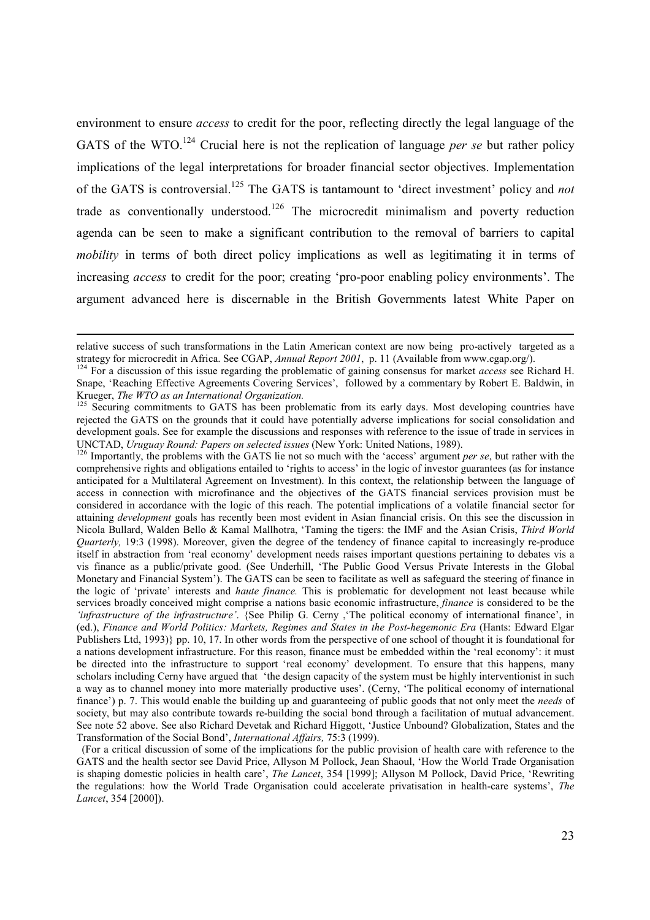environment to ensure *access* to credit for the poor, reflecting directly the legal language of the GATS of the WTO.[124] Crucial here is not the replication of language *per se* but rather policy implications of the legal interpretations for broader financial sector objectives. Implementation of the GATS is controversial.[125] The GATS is tantamount to 'direct investment' policy and *not* trade as conventionally understood.[126] The microcredit minimalism and poverty reduction agenda can be seen to make a significant contribution to the removal of barriers to capital *mobility* in terms of both direct policy implications as well as legitimating it in terms of increasing *access* to credit for the poor; creating 'pro-poor enabling policy environments'. The argument advanced here is discernable in the British Governments latest White Paper on

---

relative success of such transformations in the Latin American context are now being pro-actively targeted as a strategy for microcredit in Africa. See CGAP, *Annual Report 2001*, p. 11 (Available from www.cgap.org/).

[124] For a discussion of this issue regarding the problematic of gaining consensus for market *access* see Richard H. Snape, 'Reaching Effective Agreements Covering Services', followed by a commentary by Robert E. Baldwin, in Krueger, *The WTO as an International Organization.*

[125] Securing commitments to GATS has been problematic from its early days. Most developing countries have rejected the GATS on the grounds that it could have potentially adverse implications for social consolidation and development goals. See for example the discussions and responses with reference to the issue of trade in services in UNCTAD, *Uruguay Round: Papers on selected issues* (New York: United Nations, 1989).

[126] Importantly, the problems with the GATS lie not so much with the 'access' argument *per se*, but rather with the comprehensive rights and obligations entailed to 'rights to access' in the logic of investor guarantees (as for instance anticipated for a Multilateral Agreement on Investment). In this context, the relationship between the language of access in connection with microfinance and the objectives of the GATS financial services provision must be considered in accordance with the logic of this reach. The potential implications of a volatile financial sector for attaining *development* goals has recently been most evident in Asian financial crisis. On this see the discussion in Nicola Bullard, Walden Bello & Kamal Mallhotra, 'Taming the tigers: the IMF and the Asian Crisis, *Third World Quarterly,* 19:3 (1998). Moreover, given the degree of the tendency of finance capital to increasingly re-produce itself in abstraction from 'real economy' development needs raises important questions pertaining to debates vis a vis finance as a public/private good. (See Underhill, 'The Public Good Versus Private Interests in the Global Monetary and Financial System'). The GATS can be seen to facilitate as well as safeguard the steering of finance in the logic of 'private' interests and *haute finance.* This is problematic for development not least because while services broadly conceived might comprise a nations basic economic infrastructure, *finance* is considered to be the *'infrastructure of the infrastructure'*. {See Philip G. Cerny ,'The political economy of international finance', in (ed.), *Finance and World Politics: Markets, Regimes and States in the Post-hegemonic Era* (Hants: Edward Elgar Publishers Ltd, 1993)} pp. 10, 17. In other words from the perspective of one school of thought it is foundational for a nations development infrastructure. For this reason, finance must be embedded within the 'real economy': it must be directed into the infrastructure to support 'real economy' development. To ensure that this happens, many scholars including Cerny have argued that 'the design capacity of the system must be highly interventionist in such a way as to channel money into more materially productive uses'. (Cerny, 'The political economy of international finance') p. 7. This would enable the building up and guaranteeing of public goods that not only meet the *needs* of society, but may also contribute towards re-building the social bond through a facilitation of mutual advancement. See note 52 above. See also Richard Devetak and Richard Higgott, 'Justice Unbound? Globalization, States and the Transformation of the Social Bond', *International Affairs,* 75:3 (1999).

(For a critical discussion of some of the implications for the public provision of health care with reference to the GATS and the health sector see David Price, Allyson M Pollock, Jean Shaoul, 'How the World Trade Organisation is shaping domestic policies in health care', *The Lancet*, 354 [1999]; Allyson M Pollock, David Price, 'Rewriting the regulations: how the World Trade Organisation could accelerate privatisation in health-care systems', *The Lancet*, 354 [2000]).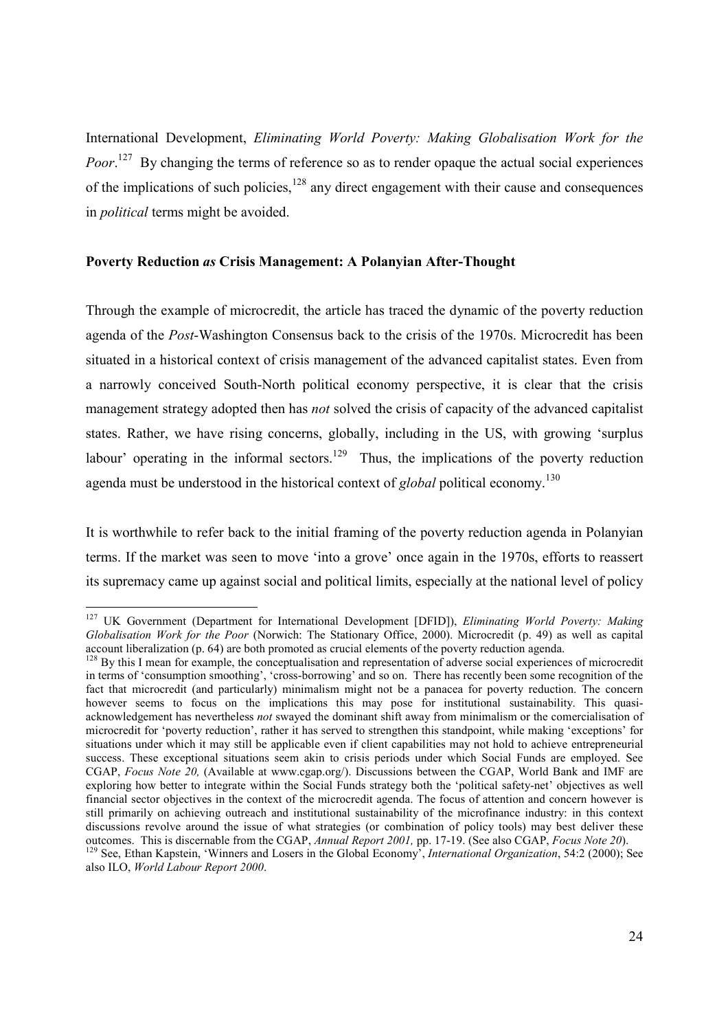International Development, *Eliminating World Poverty: Making Globalisation Work for the Poor*.[127] By changing the terms of reference so as to render opaque the actual social experiences of the implications of such policies,[128] any direct engagement with their cause and consequences in *political* terms might be avoided.

**Poverty Reduction *as* Crisis Management: A Polanyian After-Thought**

Through the example of microcredit, the article has traced the dynamic of the poverty reduction agenda of the *Post*-Washington Consensus back to the crisis of the 1970s. Microcredit has been situated in a historical context of crisis management of the advanced capitalist states. Even from a narrowly conceived South-North political economy perspective, it is clear that the crisis management strategy adopted then has *not* solved the crisis of capacity of the advanced capitalist states. Rather, we have rising concerns, globally, including in the US, with growing 'surplus labour' operating in the informal sectors.[129] Thus, the implications of the poverty reduction agenda must be understood in the historical context of *global* political economy.[130]

It is worthwhile to refer back to the initial framing of the poverty reduction agenda in Polanyian terms. If the market was seen to move 'into a grove' once again in the 1970s, efforts to reassert its supremacy came up against social and political limits, especially at the national level of policy

---

[127] UK Government (Department for International Development [DFID]), *Eliminating World Poverty: Making Globalisation Work for the Poor* (Norwich: The Stationary Office, 2000). Microcredit (p. 49) as well as capital account liberalization (p. 64) are both promoted as crucial elements of the poverty reduction agenda.

[128] By this I mean for example, the conceptualisation and representation of adverse social experiences of microcredit in terms of 'consumption smoothing', 'cross-borrowing' and so on. There has recently been some recognition of the fact that microcredit (and particularly) minimalism might not be a panacea for poverty reduction. The concern however seems to focus on the implications this may pose for institutional sustainability. This quasi-acknowledgement has nevertheless *not* swayed the dominant shift away from minimalism or the comercialisation of microcredit for 'poverty reduction', rather it has served to strengthen this standpoint, while making 'exceptions' for situations under which it may still be applicable even if client capabilities may not hold to achieve entrepreneurial success. These exceptional situations seem akin to crisis periods under which Social Funds are employed. See CGAP, *Focus Note 20,* (Available at www.cgap.org/). Discussions between the CGAP, World Bank and IMF are exploring how better to integrate within the Social Funds strategy both the 'political safety-net' objectives as well financial sector objectives in the context of the microcredit agenda. The focus of attention and concern however is still primarily on achieving outreach and institutional sustainability of the microfinance industry: in this context discussions revolve around the issue of what strategies (or combination of policy tools) may best deliver these outcomes. This is discernable from the CGAP, *Annual Report 2001,* pp. 17-19. (See also CGAP, *Focus Note 20*).

[129] See, Ethan Kapstein, 'Winners and Losers in the Global Economy', *International Organization*, 54:2 (2000); See also ILO, *World Labour Report 2000*.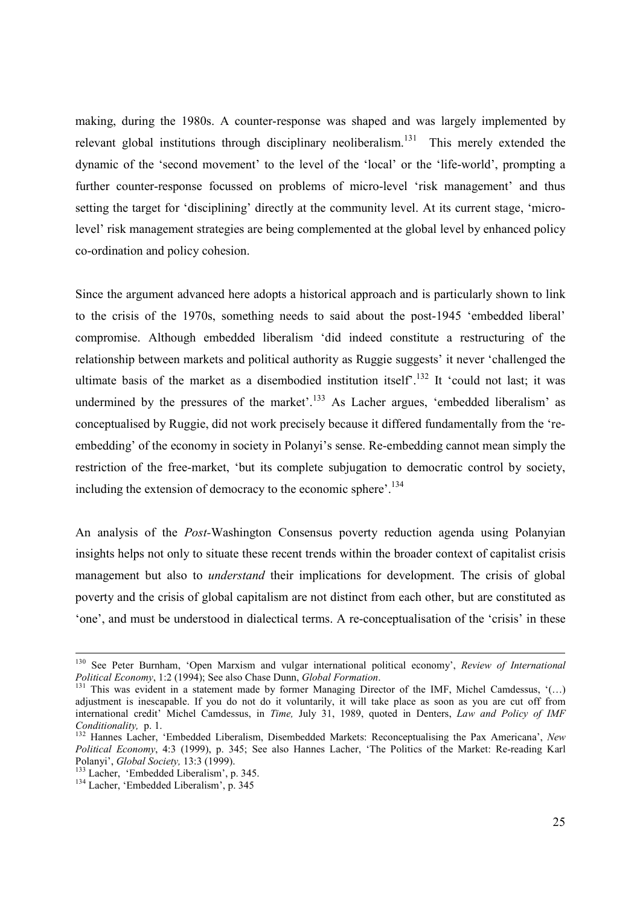making, during the 1980s. A counter-response was shaped and was largely implemented by relevant global institutions through disciplinary neoliberalism.[131] This merely extended the dynamic of the 'second movement' to the level of the 'local' or the 'life-world', prompting a further counter-response focussed on problems of micro-level 'risk management' and thus setting the target for 'disciplining' directly at the community level. At its current stage, 'micro-level' risk management strategies are being complemented at the global level by enhanced policy co-ordination and policy cohesion.

Since the argument advanced here adopts a historical approach and is particularly shown to link to the crisis of the 1970s, something needs to said about the post-1945 'embedded liberal' compromise. Although embedded liberalism 'did indeed constitute a restructuring of the relationship between markets and political authority as Ruggie suggests' it never 'challenged the ultimate basis of the market as a disembodied institution itself'.[132] It 'could not last; it was undermined by the pressures of the market'.[133] As Lacher argues, 'embedded liberalism' as conceptualised by Ruggie, did not work precisely because it differed fundamentally from the 're-embedding' of the economy in society in Polanyi's sense. Re-embedding cannot mean simply the restriction of the free-market, 'but its complete subjugation to democratic control by society, including the extension of democracy to the economic sphere'.[134]

An analysis of the *Post*-Washington Consensus poverty reduction agenda using Polanyian insights helps not only to situate these recent trends within the broader context of capitalist crisis management but also to *understand* their implications for development. The crisis of global poverty and the crisis of global capitalism are not distinct from each other, but are constituted as 'one', and must be understood in dialectical terms. A re-conceptualisation of the 'crisis' in these

---

[130] See Peter Burnham, 'Open Marxism and vulgar international political economy', *Review of International Political Economy*, 1:2 (1994); See also Chase Dunn, *Global Formation*.

[131] This was evident in a statement made by former Managing Director of the IMF, Michel Camdessus, '(…) adjustment is inescapable. If you do not do it voluntarily, it will take place as soon as you are cut off from international credit' Michel Camdessus, in *Time,* July 31, 1989, quoted in Denters, *Law and Policy of IMF Conditionality,* p. 1.

[132] Hannes Lacher, 'Embedded Liberalism, Disembedded Markets: Reconceptualising the Pax Americana', *New Political Economy*, 4:3 (1999), p. 345; See also Hannes Lacher, 'The Politics of the Market: Re-reading Karl Polanyi', *Global Society,* 13:3 (1999).

[133] Lacher, 'Embedded Liberalism', p. 345.

[134] Lacher, 'Embedded Liberalism', p. 345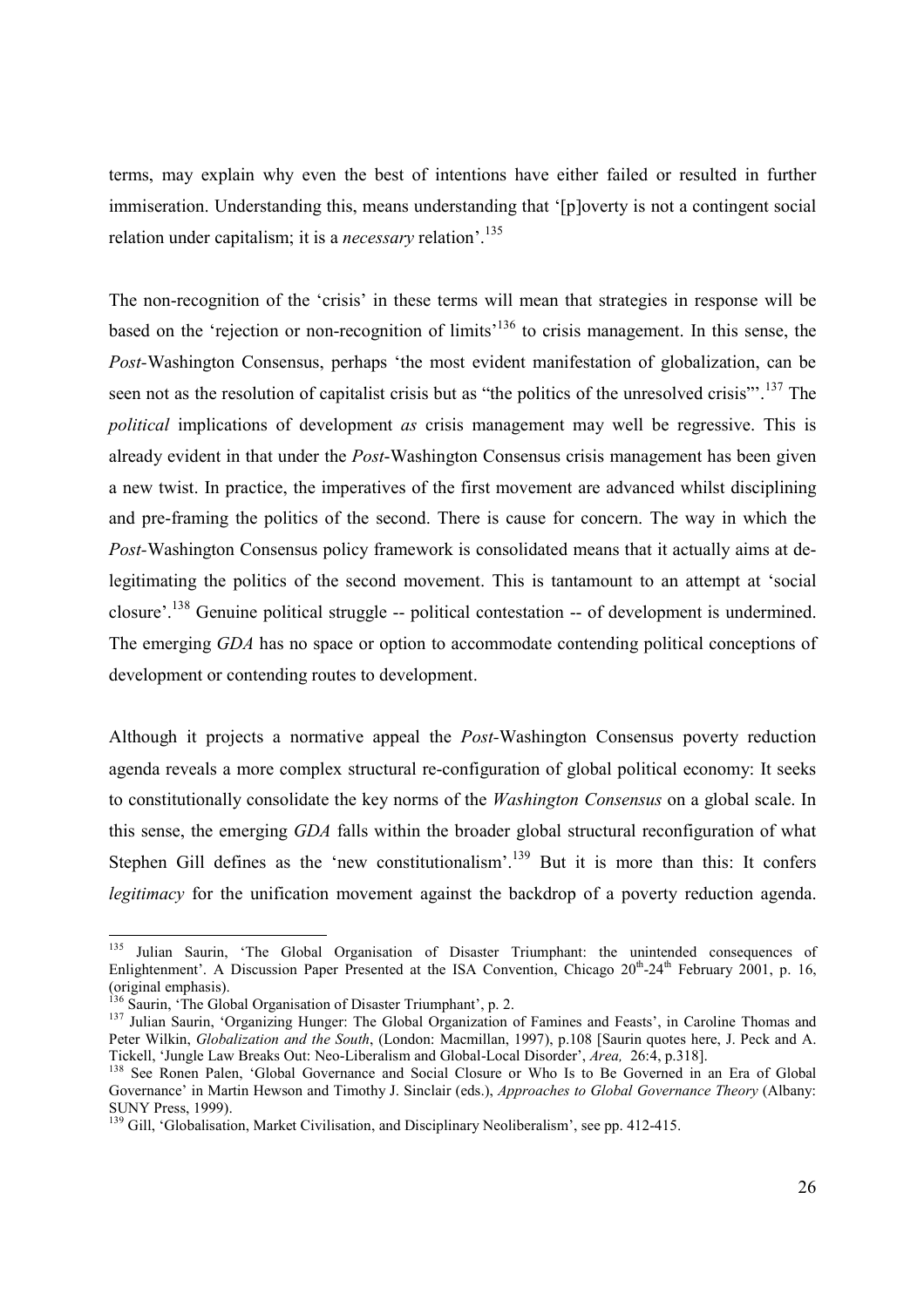terms, may explain why even the best of intentions have either failed or resulted in further immiseration. Understanding this, means understanding that '[p]overty is not a contingent social relation under capitalism; it is a *necessary* relation'.[135]

The non-recognition of the 'crisis' in these terms will mean that strategies in response will be based on the 'rejection or non-recognition of limits'[136] to crisis management. In this sense, the *Post*-Washington Consensus, perhaps 'the most evident manifestation of globalization, can be seen not as the resolution of capitalist crisis but as "the politics of the unresolved crisis"'.[137] The *political* implications of development *as* crisis management may well be regressive. This is already evident in that under the *Post*-Washington Consensus crisis management has been given a new twist. In practice, the imperatives of the first movement are advanced whilst disciplining and pre-framing the politics of the second. There is cause for concern. The way in which the *Post*-Washington Consensus policy framework is consolidated means that it actually aims at de-legitimating the politics of the second movement. This is tantamount to an attempt at 'social closure'.[138] Genuine political struggle -- political contestation -- of development is undermined. The emerging *GDA* has no space or option to accommodate contending political conceptions of development or contending routes to development.

Although it projects a normative appeal the *Post*-Washington Consensus poverty reduction agenda reveals a more complex structural re-configuration of global political economy: It seeks to constitutionally consolidate the key norms of the *Washington Consensus* on a global scale. In this sense, the emerging *GDA* falls within the broader global structural reconfiguration of what Stephen Gill defines as the 'new constitutionalism'.[139] But it is more than this: It confers *legitimacy* for the unification movement against the backdrop of a poverty reduction agenda.

---

[135] Julian Saurin, 'The Global Organisation of Disaster Triumphant: the unintended consequences of Enlightenment'. A Discussion Paper Presented at the ISA Convention, Chicago 20th-24th February 2001, p. 16, (original emphasis).

[136] Saurin, 'The Global Organisation of Disaster Triumphant', p. 2.

[137] Julian Saurin, 'Organizing Hunger: The Global Organization of Famines and Feasts', in Caroline Thomas and Peter Wilkin, *Globalization and the South*, (London: Macmillan, 1997), p.108 [Saurin quotes here, J. Peck and A. Tickell, 'Jungle Law Breaks Out: Neo-Liberalism and Global-Local Disorder', *Area,* 26:4, p.318].

[138] See Ronen Palen, 'Global Governance and Social Closure or Who Is to Be Governed in an Era of Global Governance' in Martin Hewson and Timothy J. Sinclair (eds.), *Approaches to Global Governance Theory* (Albany: SUNY Press, 1999).

[139] Gill, 'Globalisation, Market Civilisation, and Disciplinary Neoliberalism', see pp. 412-415.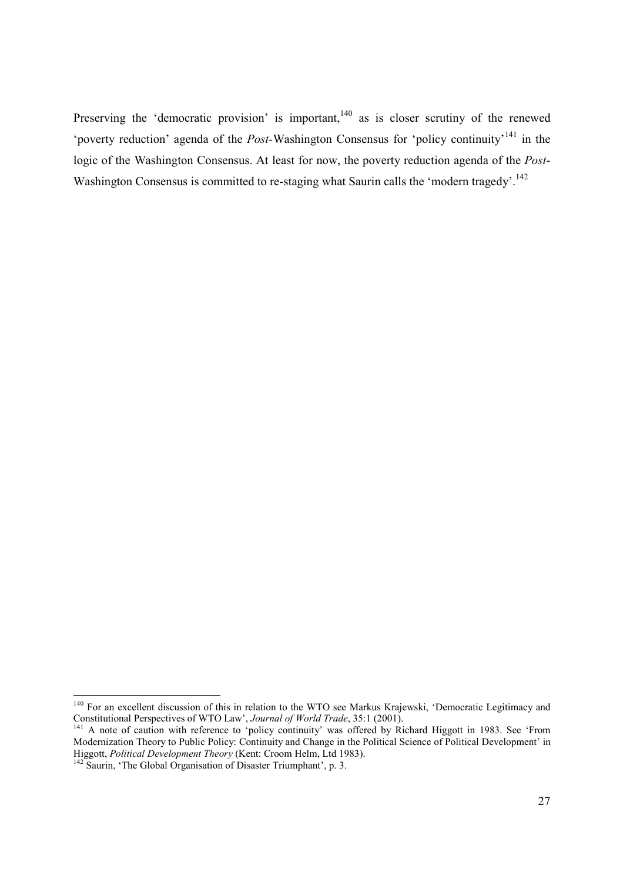Preserving the 'democratic provision' is important,[140] as is closer scrutiny of the renewed 'poverty reduction' agenda of the *Post*-Washington Consensus for 'policy continuity'[141] in the logic of the Washington Consensus. At least for now, the poverty reduction agenda of the *Post*-Washington Consensus is committed to re-staging what Saurin calls the 'modern tragedy'.[142]

---

[140] For an excellent discussion of this in relation to the WTO see Markus Krajewski, 'Democratic Legitimacy and Constitutional Perspectives of WTO Law', *Journal of World Trade*, 35:1 (2001).

[141] A note of caution with reference to 'policy continuity' was offered by Richard Higgott in 1983. See 'From Modernization Theory to Public Policy: Continuity and Change in the Political Science of Political Development' in Higgott, *Political Development Theory* (Kent: Croom Helm, Ltd 1983).

[142] Saurin, 'The Global Organisation of Disaster Triumphant', p. 3.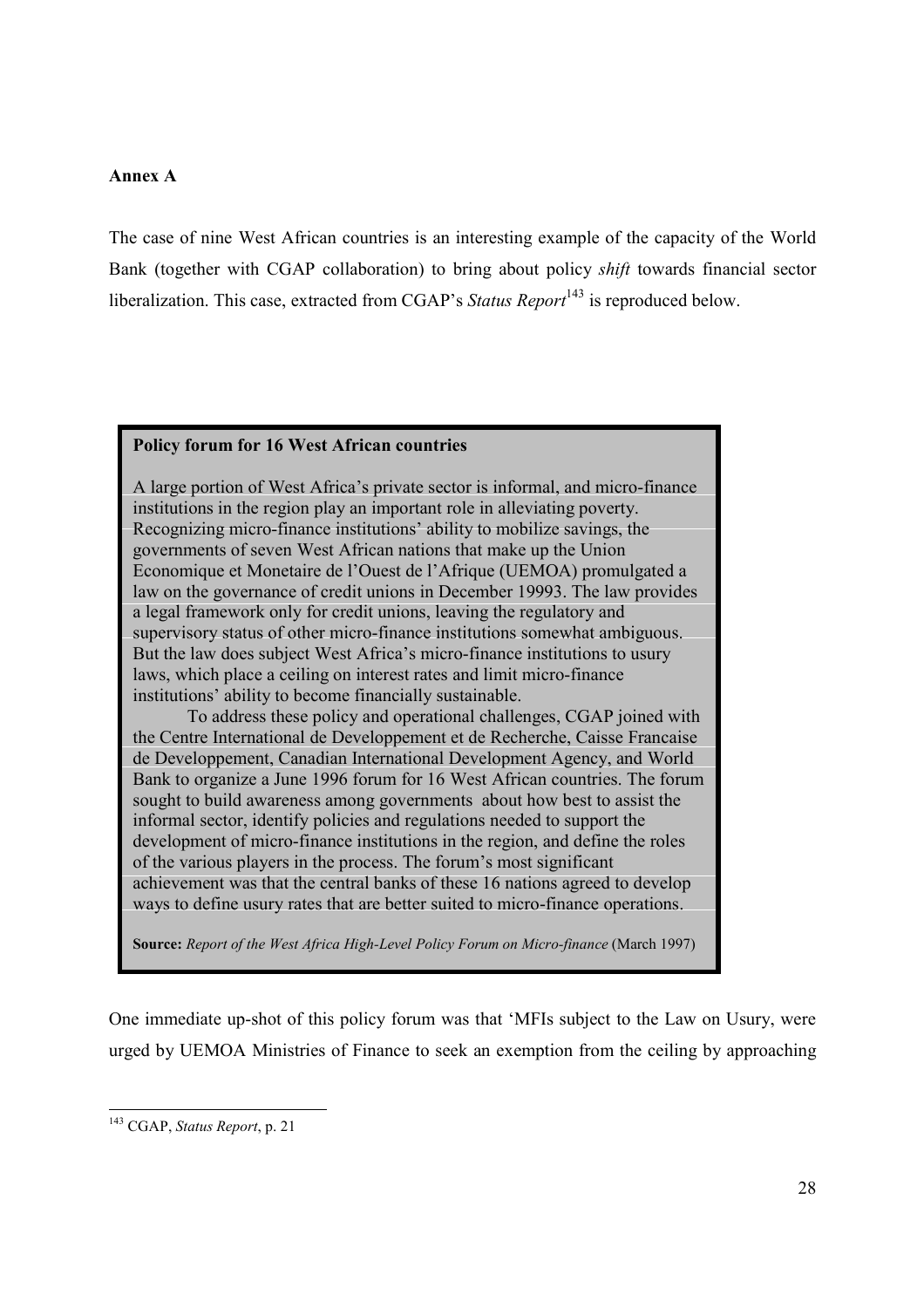**Annex A**

The case of nine West African countries is an interesting example of the capacity of the World Bank (together with CGAP collaboration) to bring about policy *shift* towards financial sector liberalization. This case, extracted from CGAP's *Status Report*[143] is reproduced below.

> **Policy forum for 16 West African countries**
>
> A large portion of West Africa's private sector is informal, and micro-finance institutions in the region play an important role in alleviating poverty. Recognizing micro-finance institutions' ability to mobilize savings, the governments of seven West African nations that make up the Union Economique et Monetaire de l'Ouest de l'Afrique (UEMOA) promulgated a law on the governance of credit unions in December 19993. The law provides a legal framework only for credit unions, leaving the regulatory and supervisory status of other micro-finance institutions somewhat ambiguous. But the law does subject West Africa's micro-finance institutions to usury laws, which place a ceiling on interest rates and limit micro-finance institutions' ability to become financially sustainable.
>
> To address these policy and operational challenges, CGAP joined with the Centre International de Developpement et de Recherche, Caisse Francaise de Developpement, Canadian International Development Agency, and World Bank to organize a June 1996 forum for 16 West African countries. The forum sought to build awareness among governments about how best to assist the informal sector, identify policies and regulations needed to support the development of micro-finance institutions in the region, and define the roles of the various players in the process. The forum's most significant achievement was that the central banks of these 16 nations agreed to develop ways to define usury rates that are better suited to micro-finance operations.
>
> **Source:** *Report of the West Africa High-Level Policy Forum on Micro-finance* (March 1997)

One immediate up-shot of this policy forum was that 'MFIs subject to the Law on Usury, were urged by UEMOA Ministries of Finance to seek an exemption from the ceiling by approaching

---

[143] CGAP, *Status Report*, p. 21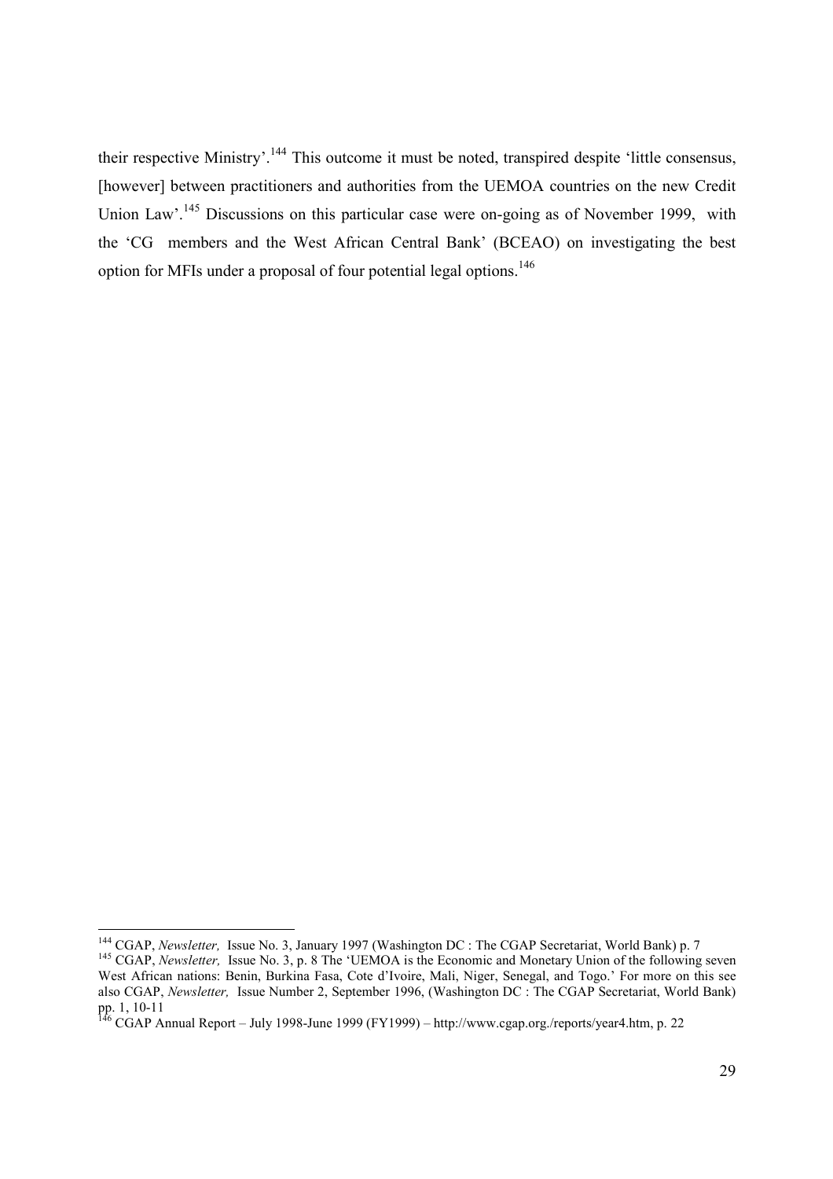their respective Ministry'.[144] This outcome it must be noted, transpired despite 'little consensus, [however] between practitioners and authorities from the UEMOA countries on the new Credit Union Law'.[145] Discussions on this particular case were on-going as of November 1999, with the 'CG members and the West African Central Bank' (BCEAO) on investigating the best option for MFIs under a proposal of four potential legal options.[146]

---

[144] CGAP, *Newsletter,* Issue No. 3, January 1997 (Washington DC : The CGAP Secretariat, World Bank) p. 7

[145] CGAP, *Newsletter,* Issue No. 3, p. 8 The 'UEMOA is the Economic and Monetary Union of the following seven West African nations: Benin, Burkina Fasa, Cote d'Ivoire, Mali, Niger, Senegal, and Togo.' For more on this see also CGAP, *Newsletter,* Issue Number 2, September 1996, (Washington DC : The CGAP Secretariat, World Bank) pp. 1, 10-11

[146] CGAP Annual Report – July 1998-June 1999 (FY1999) – http://www.cgap.org./reports/year4.htm, p. 22